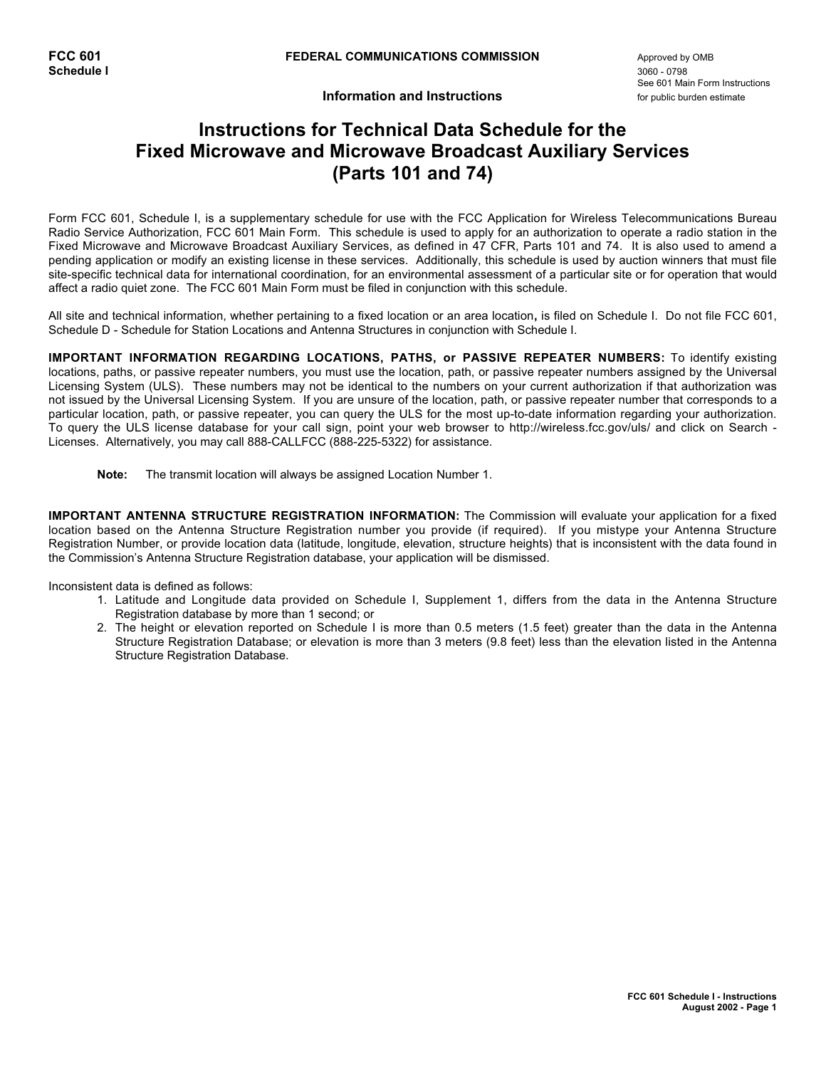**FCC 601**
**Schedule I**

**FEDERAL COMMUNICATIONS COMMISSION**

Approved by OMB
3060 - 0798
See 601 Main Form Instructions
for public burden estimate

**Information and Instructions**

# Instructions for Technical Data Schedule for the Fixed Microwave and Microwave Broadcast Auxiliary Services (Parts 101 and 74)

Form FCC 601, Schedule I, is a supplementary schedule for use with the FCC Application for Wireless Telecommunications Bureau Radio Service Authorization, FCC 601 Main Form. This schedule is used to apply for an authorization to operate a radio station in the Fixed Microwave and Microwave Broadcast Auxiliary Services, as defined in 47 CFR, Parts 101 and 74. It is also used to amend a pending application or modify an existing license in these services. Additionally, this schedule is used by auction winners that must file site-specific technical data for international coordination, for an environmental assessment of a particular site or for operation that would affect a radio quiet zone. The FCC 601 Main Form must be filed in conjunction with this schedule.

All site and technical information, whether pertaining to a fixed location or an area location**,** is filed on Schedule I. Do not file FCC 601, Schedule D - Schedule for Station Locations and Antenna Structures in conjunction with Schedule I.

**IMPORTANT INFORMATION REGARDING LOCATIONS, PATHS, or PASSIVE REPEATER NUMBERS:** To identify existing locations, paths, or passive repeater numbers, you must use the location, path, or passive repeater numbers assigned by the Universal Licensing System (ULS). These numbers may not be identical to the numbers on your current authorization if that authorization was not issued by the Universal Licensing System. If you are unsure of the location, path, or passive repeater number that corresponds to a particular location, path, or passive repeater, you can query the ULS for the most up-to-date information regarding your authorization. To query the ULS license database for your call sign, point your web browser to http://wireless.fcc.gov/uls/ and click on Search - Licenses. Alternatively, you may call 888-CALLFCC (888-225-5322) for assistance.

> **Note:** The transmit location will always be assigned Location Number 1.

**IMPORTANT ANTENNA STRUCTURE REGISTRATION INFORMATION:** The Commission will evaluate your application for a fixed location based on the Antenna Structure Registration number you provide (if required). If you mistype your Antenna Structure Registration Number, or provide location data (latitude, longitude, elevation, structure heights) that is inconsistent with the data found in the Commission's Antenna Structure Registration database, your application will be dismissed.

Inconsistent data is defined as follows:

1. Latitude and Longitude data provided on Schedule I, Supplement 1, differs from the data in the Antenna Structure Registration database by more than 1 second; or
2. The height or elevation reported on Schedule I is more than 0.5 meters (1.5 feet) greater than the data in the Antenna Structure Registration Database; or elevation is more than 3 meters (9.8 feet) less than the elevation listed in the Antenna Structure Registration Database.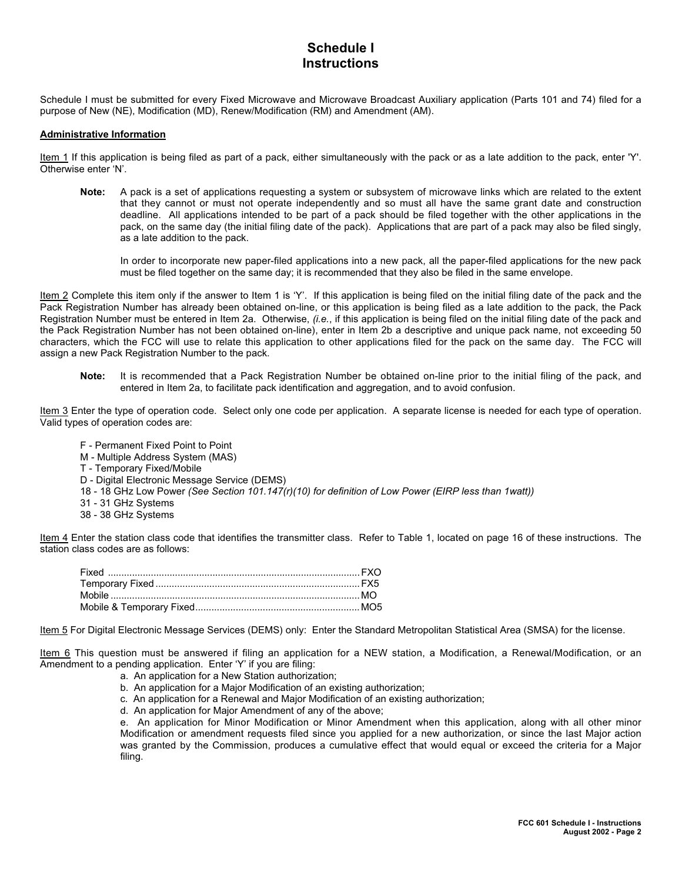# Schedule I
# Instructions

Schedule I must be submitted for every Fixed Microwave and Microwave Broadcast Auxiliary application (Parts 101 and 74) filed for a purpose of New (NE), Modification (MD), Renew/Modification (RM) and Amendment (AM).

## Administrative Information

Item 1 If this application is being filed as part of a pack, either simultaneously with the pack or as a late addition to the pack, enter 'Y'. Otherwise enter 'N'.

> **Note:** A pack is a set of applications requesting a system or subsystem of microwave links which are related to the extent that they cannot or must not operate independently and so must all have the same grant date and construction deadline. All applications intended to be part of a pack should be filed together with the other applications in the pack, on the same day (the initial filing date of the pack). Applications that are part of a pack may also be filed singly, as a late addition to the pack.
>
> In order to incorporate new paper-filed applications into a new pack, all the paper-filed applications for the new pack must be filed together on the same day; it is recommended that they also be filed in the same envelope.

Item 2 Complete this item only if the answer to Item 1 is 'Y'. If this application is being filed on the initial filing date of the pack and the Pack Registration Number has already been obtained on-line, or this application is being filed as a late addition to the pack, the Pack Registration Number must be entered in Item 2a. Otherwise, *(i.e.*, if this application is being filed on the initial filing date of the pack and the Pack Registration Number has not been obtained on-line), enter in Item 2b a descriptive and unique pack name, not exceeding 50 characters, which the FCC will use to relate this application to other applications filed for the pack on the same day. The FCC will assign a new Pack Registration Number to the pack.

> **Note:** It is recommended that a Pack Registration Number be obtained on-line prior to the initial filing of the pack, and entered in Item 2a, to facilitate pack identification and aggregation, and to avoid confusion.

Item 3 Enter the type of operation code. Select only one code per application. A separate license is needed for each type of operation. Valid types of operation codes are:

- F - Permanent Fixed Point to Point
- M - Multiple Address System (MAS)
- T - Temporary Fixed/Mobile
- D - Digital Electronic Message Service (DEMS)
- 18 - 18 GHz Low Power *(See Section 101.147(r)(10) for definition of Low Power (EIRP less than 1watt))*
- 31 - 31 GHz Systems
- 38 - 38 GHz Systems

Item 4 Enter the station class code that identifies the transmitter class. Refer to Table 1, located on page 16 of these instructions. The station class codes are as follows:

| | |
|---|---|
| Fixed | FXO |
| Temporary Fixed | FX5 |
| Mobile | MO |
| Mobile & Temporary Fixed | MO5 |

Item 5 For Digital Electronic Message Services (DEMS) only: Enter the Standard Metropolitan Statistical Area (SMSA) for the license.

Item 6 This question must be answered if filing an application for a NEW station, a Modification, a Renewal/Modification, or an Amendment to a pending application. Enter 'Y' if you are filing:

a. An application for a New Station authorization;
b. An application for a Major Modification of an existing authorization;
c. An application for a Renewal and Major Modification of an existing authorization;
d. An application for Major Amendment of any of the above;
e. An application for Minor Modification or Minor Amendment when this application, along with all other minor Modification or amendment requests filed since you applied for a new authorization, or since the last Major action was granted by the Commission, produces a cumulative effect that would equal or exceed the criteria for a Major filing.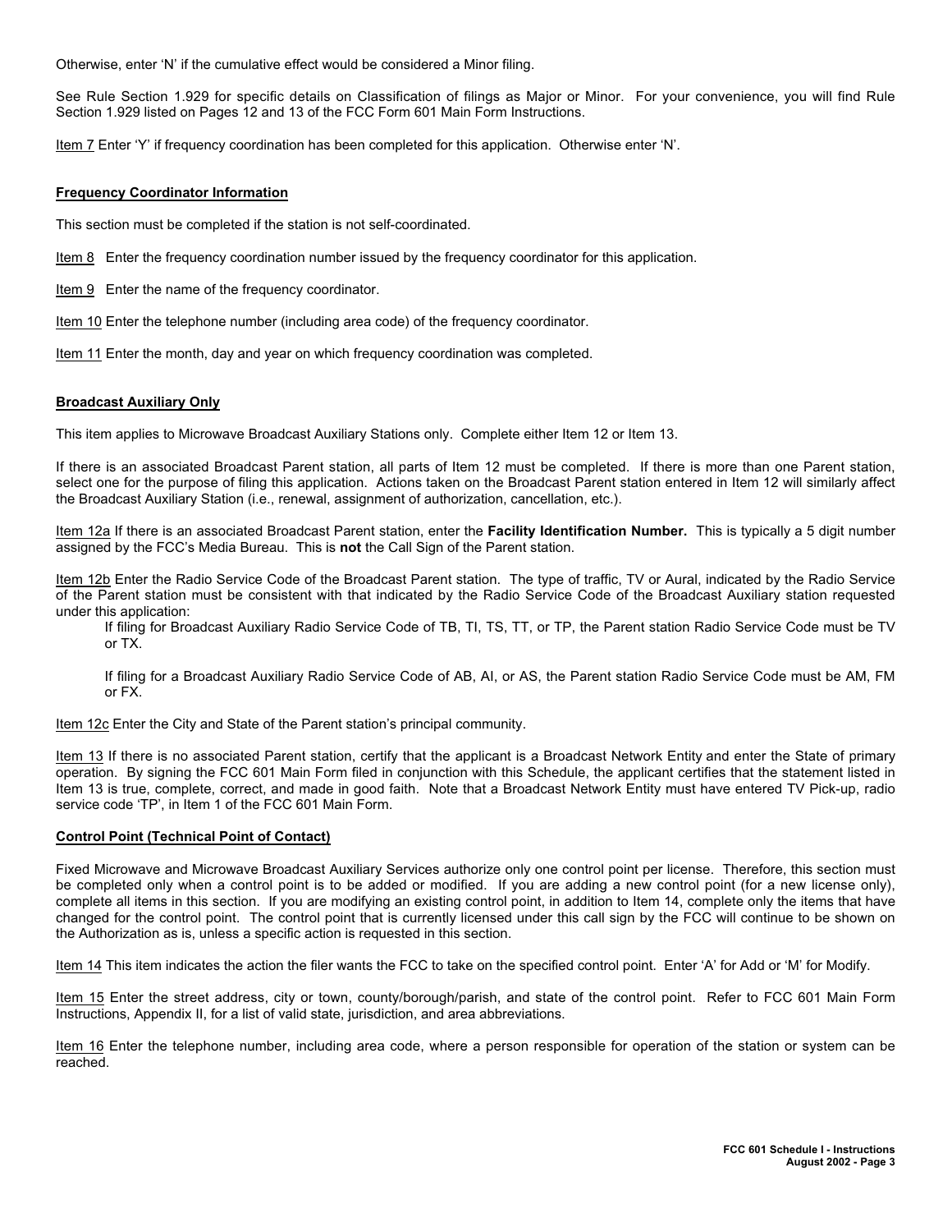Otherwise, enter 'N' if the cumulative effect would be considered a Minor filing.

See Rule Section 1.929 for specific details on Classification of filings as Major or Minor. For your convenience, you will find Rule Section 1.929 listed on Pages 12 and 13 of the FCC Form 601 Main Form Instructions.

Item 7 Enter 'Y' if frequency coordination has been completed for this application. Otherwise enter 'N'.

## Frequency Coordinator Information

This section must be completed if the station is not self-coordinated.

Item 8 Enter the frequency coordination number issued by the frequency coordinator for this application.

Item 9 Enter the name of the frequency coordinator.

Item 10 Enter the telephone number (including area code) of the frequency coordinator.

Item 11 Enter the month, day and year on which frequency coordination was completed.

## Broadcast Auxiliary Only

This item applies to Microwave Broadcast Auxiliary Stations only. Complete either Item 12 or Item 13.

If there is an associated Broadcast Parent station, all parts of Item 12 must be completed. If there is more than one Parent station, select one for the purpose of filing this application. Actions taken on the Broadcast Parent station entered in Item 12 will similarly affect the Broadcast Auxiliary Station (i.e., renewal, assignment of authorization, cancellation, etc.).

Item 12a If there is an associated Broadcast Parent station, enter the **Facility Identification Number.** This is typically a 5 digit number assigned by the FCC's Media Bureau. This is **not** the Call Sign of the Parent station.

Item 12b Enter the Radio Service Code of the Broadcast Parent station. The type of traffic, TV or Aural, indicated by the Radio Service of the Parent station must be consistent with that indicated by the Radio Service Code of the Broadcast Auxiliary station requested under this application:

> If filing for Broadcast Auxiliary Radio Service Code of TB, TI, TS, TT, or TP, the Parent station Radio Service Code must be TV or TX.
>
> If filing for a Broadcast Auxiliary Radio Service Code of AB, AI, or AS, the Parent station Radio Service Code must be AM, FM or FX.

Item 12c Enter the City and State of the Parent station's principal community.

Item 13 If there is no associated Parent station, certify that the applicant is a Broadcast Network Entity and enter the State of primary operation. By signing the FCC 601 Main Form filed in conjunction with this Schedule, the applicant certifies that the statement listed in Item 13 is true, complete, correct, and made in good faith. Note that a Broadcast Network Entity must have entered TV Pick-up, radio service code 'TP', in Item 1 of the FCC 601 Main Form.

## Control Point (Technical Point of Contact)

Fixed Microwave and Microwave Broadcast Auxiliary Services authorize only one control point per license. Therefore, this section must be completed only when a control point is to be added or modified. If you are adding a new control point (for a new license only), complete all items in this section. If you are modifying an existing control point, in addition to Item 14, complete only the items that have changed for the control point. The control point that is currently licensed under this call sign by the FCC will continue to be shown on the Authorization as is, unless a specific action is requested in this section.

Item 14 This item indicates the action the filer wants the FCC to take on the specified control point. Enter 'A' for Add or 'M' for Modify.

Item 15 Enter the street address, city or town, county/borough/parish, and state of the control point. Refer to FCC 601 Main Form Instructions, Appendix II, for a list of valid state, jurisdiction, and area abbreviations.

Item 16 Enter the telephone number, including area code, where a person responsible for operation of the station or system can be reached.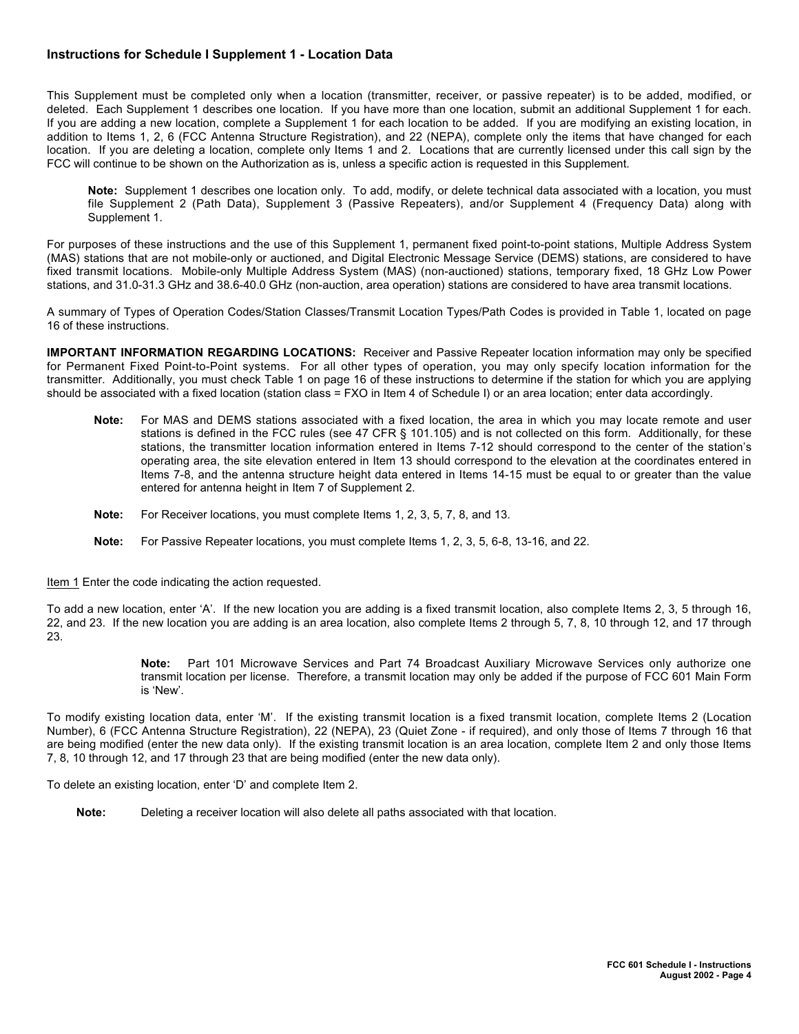### Instructions for Schedule I Supplement 1 - Location Data

This Supplement must be completed only when a location (transmitter, receiver, or passive repeater) is to be added, modified, or deleted. Each Supplement 1 describes one location. If you have more than one location, submit an additional Supplement 1 for each. If you are adding a new location, complete a Supplement 1 for each location to be added. If you are modifying an existing location, in addition to Items 1, 2, 6 (FCC Antenna Structure Registration), and 22 (NEPA), complete only the items that have changed for each location. If you are deleting a location, complete only Items 1 and 2. Locations that are currently licensed under this call sign by the FCC will continue to be shown on the Authorization as is, unless a specific action is requested in this Supplement.

> **Note:** Supplement 1 describes one location only. To add, modify, or delete technical data associated with a location, you must file Supplement 2 (Path Data), Supplement 3 (Passive Repeaters), and/or Supplement 4 (Frequency Data) along with Supplement 1.

For purposes of these instructions and the use of this Supplement 1, permanent fixed point-to-point stations, Multiple Address System (MAS) stations that are not mobile-only or auctioned, and Digital Electronic Message Service (DEMS) stations, are considered to have fixed transmit locations. Mobile-only Multiple Address System (MAS) (non-auctioned) stations, temporary fixed, 18 GHz Low Power stations, and 31.0-31.3 GHz and 38.6-40.0 GHz (non-auction, area operation) stations are considered to have area transmit locations.

A summary of Types of Operation Codes/Station Classes/Transmit Location Types/Path Codes is provided in Table 1, located on page 16 of these instructions.

**IMPORTANT INFORMATION REGARDING LOCATIONS:** Receiver and Passive Repeater location information may only be specified for Permanent Fixed Point-to-Point systems. For all other types of operation, you may only specify location information for the transmitter. Additionally, you must check Table 1 on page 16 of these instructions to determine if the station for which you are applying should be associated with a fixed location (station class = FXO in Item 4 of Schedule I) or an area location; enter data accordingly.

> **Note:** For MAS and DEMS stations associated with a fixed location, the area in which you may locate remote and user stations is defined in the FCC rules (see 47 CFR § 101.105) and is not collected on this form. Additionally, for these stations, the transmitter location information entered in Items 7-12 should correspond to the center of the station's operating area, the site elevation entered in Item 13 should correspond to the elevation at the coordinates entered in Items 7-8, and the antenna structure height data entered in Items 14-15 must be equal to or greater than the value entered for antenna height in Item 7 of Supplement 2.

> **Note:** For Receiver locations, you must complete Items 1, 2, 3, 5, 7, 8, and 13.

> **Note:** For Passive Repeater locations, you must complete Items 1, 2, 3, 5, 6-8, 13-16, and 22.

Item 1 Enter the code indicating the action requested.

To add a new location, enter 'A'. If the new location you are adding is a fixed transmit location, also complete Items 2, 3, 5 through 16, 22, and 23. If the new location you are adding is an area location, also complete Items 2 through 5, 7, 8, 10 through 12, and 17 through 23.

> **Note:** Part 101 Microwave Services and Part 74 Broadcast Auxiliary Microwave Services only authorize one transmit location per license. Therefore, a transmit location may only be added if the purpose of FCC 601 Main Form is 'New'.

To modify existing location data, enter 'M'. If the existing transmit location is a fixed transmit location, complete Items 2 (Location Number), 6 (FCC Antenna Structure Registration), 22 (NEPA), 23 (Quiet Zone - if required), and only those of Items 7 through 16 that are being modified (enter the new data only). If the existing transmit location is an area location, complete Item 2 and only those Items 7, 8, 10 through 12, and 17 through 23 that are being modified (enter the new data only).

To delete an existing location, enter 'D' and complete Item 2.

> **Note:** Deleting a receiver location will also delete all paths associated with that location.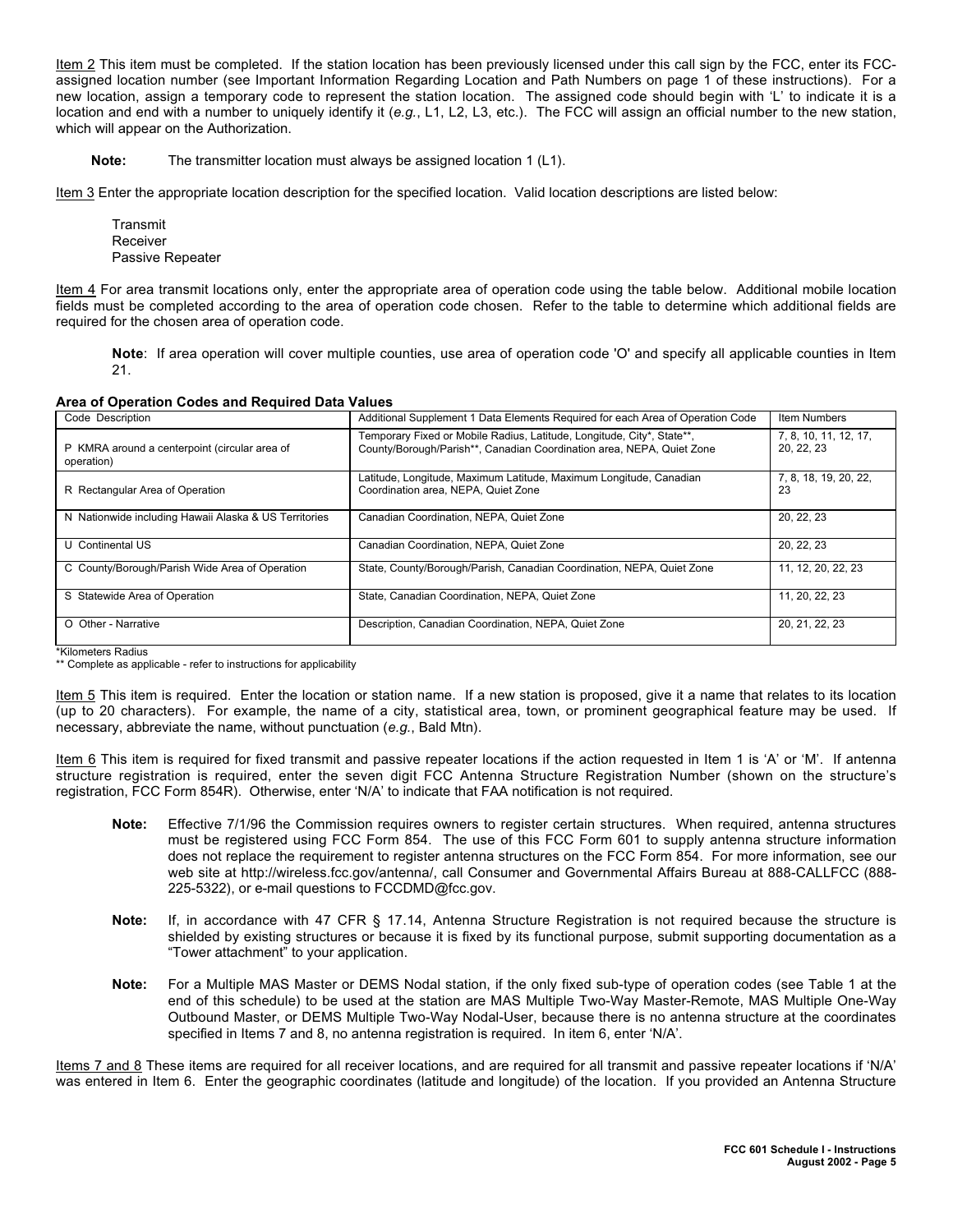Item 2 This item must be completed. If the station location has been previously licensed under this call sign by the FCC, enter its FCC-assigned location number (see Important Information Regarding Location and Path Numbers on page 1 of these instructions). For a new location, assign a temporary code to represent the station location. The assigned code should begin with 'L' to indicate it is a location and end with a number to uniquely identify it (*e.g.*, L1, L2, L3, etc.). The FCC will assign an official number to the new station, which will appear on the Authorization.

> **Note:** The transmitter location must always be assigned location 1 (L1).

Item 3 Enter the appropriate location description for the specified location. Valid location descriptions are listed below:

Transmit
Receiver
Passive Repeater

Item 4 For area transmit locations only, enter the appropriate area of operation code using the table below. Additional mobile location fields must be completed according to the area of operation code chosen. Refer to the table to determine which additional fields are required for the chosen area of operation code.

> **Note**: If area operation will cover multiple counties, use area of operation code 'O' and specify all applicable counties in Item 21.

**Area of Operation Codes and Required Data Values**

| Code Description | Additional Supplement 1 Data Elements Required for each Area of Operation Code | Item Numbers |
|---|---|---|
| P KMRA around a centerpoint (circular area of operation) | Temporary Fixed or Mobile Radius, Latitude, Longitude, City*, State**, County/Borough/Parish**, Canadian Coordination area, NEPA, Quiet Zone | 7, 8, 10, 11, 12, 17, 20, 22, 23 |
| R Rectangular Area of Operation | Latitude, Longitude, Maximum Latitude, Maximum Longitude, Canadian Coordination area, NEPA, Quiet Zone | 7, 8, 18, 19, 20, 22, 23 |
| N Nationwide including Hawaii Alaska & US Territories | Canadian Coordination, NEPA, Quiet Zone | 20, 22, 23 |
| U Continental US | Canadian Coordination, NEPA, Quiet Zone | 20, 22, 23 |
| C County/Borough/Parish Wide Area of Operation | State, County/Borough/Parish, Canadian Coordination, NEPA, Quiet Zone | 11, 12, 20, 22, 23 |
| S Statewide Area of Operation | State, Canadian Coordination, NEPA, Quiet Zone | 11, 20, 22, 23 |
| O Other - Narrative | Description, Canadian Coordination, NEPA, Quiet Zone | 20, 21, 22, 23 |

*Kilometers Radius
** Complete as applicable - refer to instructions for applicability

Item 5 This item is required. Enter the location or station name. If a new station is proposed, give it a name that relates to its location (up to 20 characters). For example, the name of a city, statistical area, town, or prominent geographical feature may be used. If necessary, abbreviate the name, without punctuation (*e.g.*, Bald Mtn).

Item 6 This item is required for fixed transmit and passive repeater locations if the action requested in Item 1 is 'A' or 'M'. If antenna structure registration is required, enter the seven digit FCC Antenna Structure Registration Number (shown on the structure's registration, FCC Form 854R). Otherwise, enter 'N/A' to indicate that FAA notification is not required.

> **Note:** Effective 7/1/96 the Commission requires owners to register certain structures. When required, antenna structures must be registered using FCC Form 854. The use of this FCC Form 601 to supply antenna structure information does not replace the requirement to register antenna structures on the FCC Form 854. For more information, see our web site at http://wireless.fcc.gov/antenna/, call Consumer and Governmental Affairs Bureau at 888-CALLFCC (888-225-5322), or e-mail questions to FCCDMD@fcc.gov.

> **Note:** If, in accordance with 47 CFR § 17.14, Antenna Structure Registration is not required because the structure is shielded by existing structures or because it is fixed by its functional purpose, submit supporting documentation as a "Tower attachment" to your application.

> **Note:** For a Multiple MAS Master or DEMS Nodal station, if the only fixed sub-type of operation codes (see Table 1 at the end of this schedule) to be used at the station are MAS Multiple Two-Way Master-Remote, MAS Multiple One-Way Outbound Master, or DEMS Multiple Two-Way Nodal-User, because there is no antenna structure at the coordinates specified in Items 7 and 8, no antenna registration is required. In item 6, enter 'N/A'.

Items 7 and 8 These items are required for all receiver locations, and are required for all transmit and passive repeater locations if 'N/A' was entered in Item 6. Enter the geographic coordinates (latitude and longitude) of the location. If you provided an Antenna Structure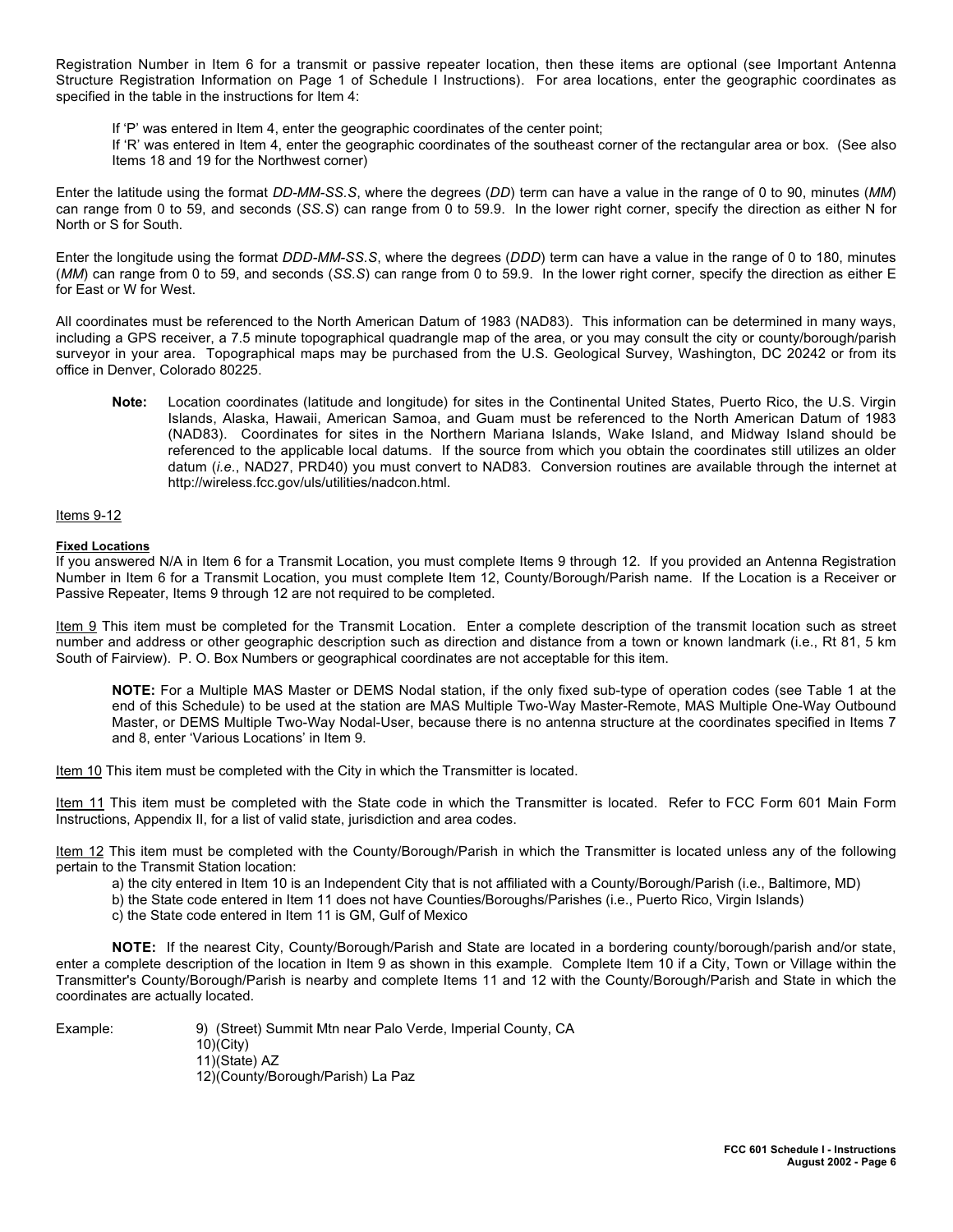Registration Number in Item 6 for a transmit or passive repeater location, then these items are optional (see Important Antenna Structure Registration Information on Page 1 of Schedule I Instructions). For area locations, enter the geographic coordinates as specified in the table in the instructions for Item 4:

> If 'P' was entered in Item 4, enter the geographic coordinates of the center point;
> If 'R' was entered in Item 4, enter the geographic coordinates of the southeast corner of the rectangular area or box. (See also Items 18 and 19 for the Northwest corner)

Enter the latitude using the format *DD-MM-SS.S*, where the degrees (*DD*) term can have a value in the range of 0 to 90, minutes (*MM*) can range from 0 to 59, and seconds (*SS.S*) can range from 0 to 59.9. In the lower right corner, specify the direction as either N for North or S for South.

Enter the longitude using the format *DDD-MM-SS.S*, where the degrees (*DDD*) term can have a value in the range of 0 to 180, minutes (*MM*) can range from 0 to 59, and seconds (*SS.S*) can range from 0 to 59.9. In the lower right corner, specify the direction as either E for East or W for West.

All coordinates must be referenced to the North American Datum of 1983 (NAD83). This information can be determined in many ways, including a GPS receiver, a 7.5 minute topographical quadrangle map of the area, or you may consult the city or county/borough/parish surveyor in your area. Topographical maps may be purchased from the U.S. Geological Survey, Washington, DC 20242 or from its office in Denver, Colorado 80225.

> **Note:** Location coordinates (latitude and longitude) for sites in the Continental United States, Puerto Rico, the U.S. Virgin Islands, Alaska, Hawaii, American Samoa, and Guam must be referenced to the North American Datum of 1983 (NAD83). Coordinates for sites in the Northern Mariana Islands, Wake Island, and Midway Island should be referenced to the applicable local datums. If the source from which you obtain the coordinates still utilizes an older datum (*i.e.*, NAD27, PRD40) you must convert to NAD83. Conversion routines are available through the internet at http://wireless.fcc.gov/uls/utilities/nadcon.html.

Items 9-12

**Fixed Locations**

If you answered N/A in Item 6 for a Transmit Location, you must complete Items 9 through 12. If you provided an Antenna Registration Number in Item 6 for a Transmit Location, you must complete Item 12, County/Borough/Parish name. If the Location is a Receiver or Passive Repeater, Items 9 through 12 are not required to be completed.

Item 9 This item must be completed for the Transmit Location. Enter a complete description of the transmit location such as street number and address or other geographic description such as direction and distance from a town or known landmark (i.e., Rt 81, 5 km South of Fairview). P. O. Box Numbers or geographical coordinates are not acceptable for this item.

> **NOTE:** For a Multiple MAS Master or DEMS Nodal station, if the only fixed sub-type of operation codes (see Table 1 at the end of this Schedule) to be used at the station are MAS Multiple Two-Way Master-Remote, MAS Multiple One-Way Outbound Master, or DEMS Multiple Two-Way Nodal-User, because there is no antenna structure at the coordinates specified in Items 7 and 8, enter 'Various Locations' in Item 9.

Item 10 This item must be completed with the City in which the Transmitter is located.

Item 11 This item must be completed with the State code in which the Transmitter is located. Refer to FCC Form 601 Main Form Instructions, Appendix II, for a list of valid state, jurisdiction and area codes.

Item 12 This item must be completed with the County/Borough/Parish in which the Transmitter is located unless any of the following pertain to the Transmit Station location:

a) the city entered in Item 10 is an Independent City that is not affiliated with a County/Borough/Parish (i.e., Baltimore, MD)
b) the State code entered in Item 11 does not have Counties/Boroughs/Parishes (i.e., Puerto Rico, Virgin Islands)
c) the State code entered in Item 11 is GM, Gulf of Mexico

**NOTE:** If the nearest City, County/Borough/Parish and State are located in a bordering county/borough/parish and/or state, enter a complete description of the location in Item 9 as shown in this example. Complete Item 10 if a City, Town or Village within the Transmitter's County/Borough/Parish is nearby and complete Items 11 and 12 with the County/Borough/Parish and State in which the coordinates are actually located.

Example:
9) (Street) Summit Mtn near Palo Verde, Imperial County, CA
10)(City)
11)(State) AZ
12)(County/Borough/Parish) La Paz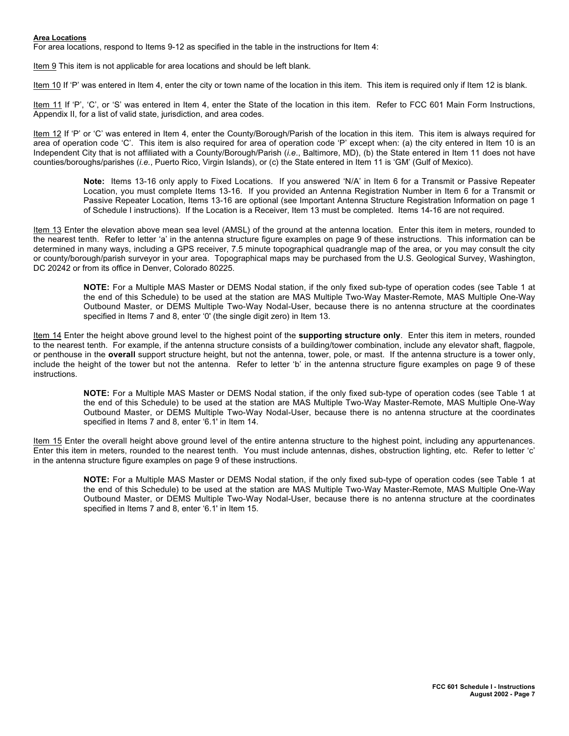**Area Locations**

For area locations, respond to Items 9-12 as specified in the table in the instructions for Item 4:

Item 9 This item is not applicable for area locations and should be left blank.

Item 10 If 'P' was entered in Item 4, enter the city or town name of the location in this item. This item is required only if Item 12 is blank.

Item 11 If 'P', 'C', or 'S' was entered in Item 4, enter the State of the location in this item. Refer to FCC 601 Main Form Instructions, Appendix II, for a list of valid state, jurisdiction, and area codes.

Item 12 If 'P' or 'C' was entered in Item 4, enter the County/Borough/Parish of the location in this item. This item is always required for area of operation code 'C'. This item is also required for area of operation code 'P' except when: (a) the city entered in Item 10 is an Independent City that is not affiliated with a County/Borough/Parish (*i.e.*, Baltimore, MD), (b) the State entered in Item 11 does not have counties/boroughs/parishes (*i.e.*, Puerto Rico, Virgin Islands), or (c) the State entered in Item 11 is 'GM' (Gulf of Mexico).

> **Note:** Items 13-16 only apply to Fixed Locations. If you answered 'N/A' in Item 6 for a Transmit or Passive Repeater Location, you must complete Items 13-16. If you provided an Antenna Registration Number in Item 6 for a Transmit or Passive Repeater Location, Items 13-16 are optional (see Important Antenna Structure Registration Information on page 1 of Schedule I instructions). If the Location is a Receiver, Item 13 must be completed. Items 14-16 are not required.

Item 13 Enter the elevation above mean sea level (AMSL) of the ground at the antenna location. Enter this item in meters, rounded to the nearest tenth. Refer to letter 'a' in the antenna structure figure examples on page 9 of these instructions. This information can be determined in many ways, including a GPS receiver, 7.5 minute topographical quadrangle map of the area, or you may consult the city or county/borough/parish surveyor in your area. Topographical maps may be purchased from the U.S. Geological Survey, Washington, DC 20242 or from its office in Denver, Colorado 80225.

> **NOTE:** For a Multiple MAS Master or DEMS Nodal station, if the only fixed sub-type of operation codes (see Table 1 at the end of this Schedule) to be used at the station are MAS Multiple Two-Way Master-Remote, MAS Multiple One-Way Outbound Master, or DEMS Multiple Two-Way Nodal-User, because there is no antenna structure at the coordinates specified in Items 7 and 8, enter '0' (the single digit zero) in Item 13.

Item 14 Enter the height above ground level to the highest point of the **supporting structure only**. Enter this item in meters, rounded to the nearest tenth. For example, if the antenna structure consists of a building/tower combination, include any elevator shaft, flagpole, or penthouse in the **overall** support structure height, but not the antenna, tower, pole, or mast. If the antenna structure is a tower only, include the height of the tower but not the antenna. Refer to letter 'b' in the antenna structure figure examples on page 9 of these instructions.

> **NOTE:** For a Multiple MAS Master or DEMS Nodal station, if the only fixed sub-type of operation codes (see Table 1 at the end of this Schedule) to be used at the station are MAS Multiple Two-Way Master-Remote, MAS Multiple One-Way Outbound Master, or DEMS Multiple Two-Way Nodal-User, because there is no antenna structure at the coordinates specified in Items 7 and 8, enter '6.1' in Item 14.

Item 15 Enter the overall height above ground level of the entire antenna structure to the highest point, including any appurtenances. Enter this item in meters, rounded to the nearest tenth. You must include antennas, dishes, obstruction lighting, etc. Refer to letter 'c' in the antenna structure figure examples on page 9 of these instructions.

> **NOTE:** For a Multiple MAS Master or DEMS Nodal station, if the only fixed sub-type of operation codes (see Table 1 at the end of this Schedule) to be used at the station are MAS Multiple Two-Way Master-Remote, MAS Multiple One-Way Outbound Master, or DEMS Multiple Two-Way Nodal-User, because there is no antenna structure at the coordinates specified in Items 7 and 8, enter '6.1' in Item 15.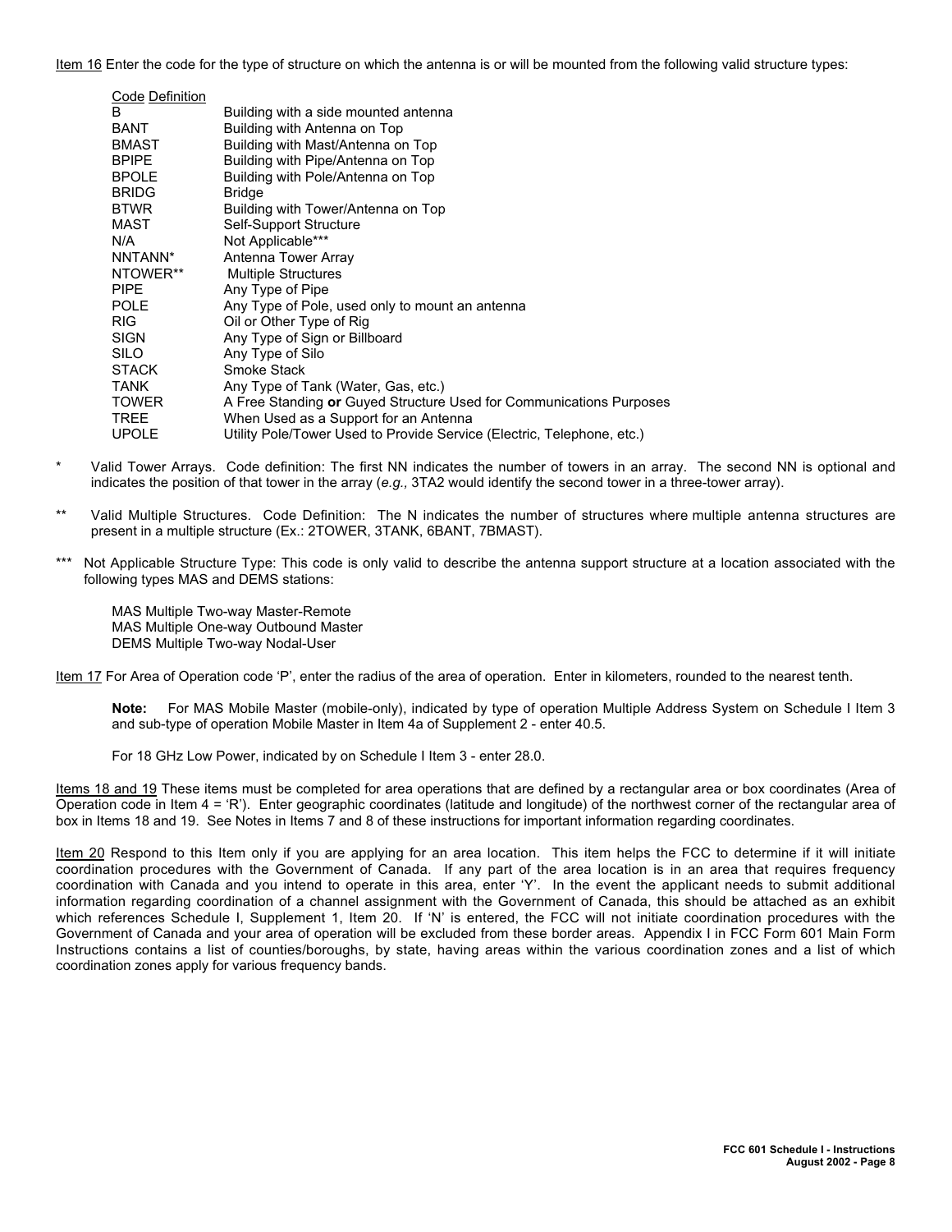Item 16 Enter the code for the type of structure on which the antenna is or will be mounted from the following valid structure types:

| Code | Definition |
|---|---|
| B | Building with a side mounted antenna |
| BANT | Building with Antenna on Top |
| BMAST | Building with Mast/Antenna on Top |
| BPIPE | Building with Pipe/Antenna on Top |
| BPOLE | Building with Pole/Antenna on Top |
| BRIDG | Bridge |
| BTWR | Building with Tower/Antenna on Top |
| MAST | Self-Support Structure |
| N/A | Not Applicable*** |
| NNTANN* | Antenna Tower Array |
| NTOWER** | Multiple Structures |
| PIPE | Any Type of Pipe |
| POLE | Any Type of Pole, used only to mount an antenna |
| RIG | Oil or Other Type of Rig |
| SIGN | Any Type of Sign or Billboard |
| SILO | Any Type of Silo |
| STACK | Smoke Stack |
| TANK | Any Type of Tank (Water, Gas, etc.) |
| TOWER | A Free Standing **or** Guyed Structure Used for Communications Purposes |
| TREE | When Used as a Support for an Antenna |
| UPOLE | Utility Pole/Tower Used to Provide Service (Electric, Telephone, etc.) |

\* Valid Tower Arrays. Code definition: The first NN indicates the number of towers in an array. The second NN is optional and indicates the position of that tower in the array (*e.g.,* 3TA2 would identify the second tower in a three-tower array).

\** Valid Multiple Structures. Code Definition: The N indicates the number of structures where multiple antenna structures are present in a multiple structure (Ex.: 2TOWER, 3TANK, 6BANT, 7BMAST).

\*** Not Applicable Structure Type: This code is only valid to describe the antenna support structure at a location associated with the following types MAS and DEMS stations:

MAS Multiple Two-way Master-Remote
MAS Multiple One-way Outbound Master
DEMS Multiple Two-way Nodal-User

Item 17 For Area of Operation code 'P', enter the radius of the area of operation. Enter in kilometers, rounded to the nearest tenth.

**Note:** For MAS Mobile Master (mobile-only), indicated by type of operation Multiple Address System on Schedule I Item 3 and sub-type of operation Mobile Master in Item 4a of Supplement 2 - enter 40.5.

For 18 GHz Low Power, indicated by on Schedule I Item 3 - enter 28.0.

Items 18 and 19 These items must be completed for area operations that are defined by a rectangular area or box coordinates (Area of Operation code in Item 4 = 'R'). Enter geographic coordinates (latitude and longitude) of the northwest corner of the rectangular area of box in Items 18 and 19. See Notes in Items 7 and 8 of these instructions for important information regarding coordinates.

Item 20 Respond to this Item only if you are applying for an area location. This item helps the FCC to determine if it will initiate coordination procedures with the Government of Canada. If any part of the area location is in an area that requires frequency coordination with Canada and you intend to operate in this area, enter 'Y'. In the event the applicant needs to submit additional information regarding coordination of a channel assignment with the Government of Canada, this should be attached as an exhibit which references Schedule I, Supplement 1, Item 20. If 'N' is entered, the FCC will not initiate coordination procedures with the Government of Canada and your area of operation will be excluded from these border areas. Appendix I in FCC Form 601 Main Form Instructions contains a list of counties/boroughs, by state, having areas within the various coordination zones and a list of which coordination zones apply for various frequency bands.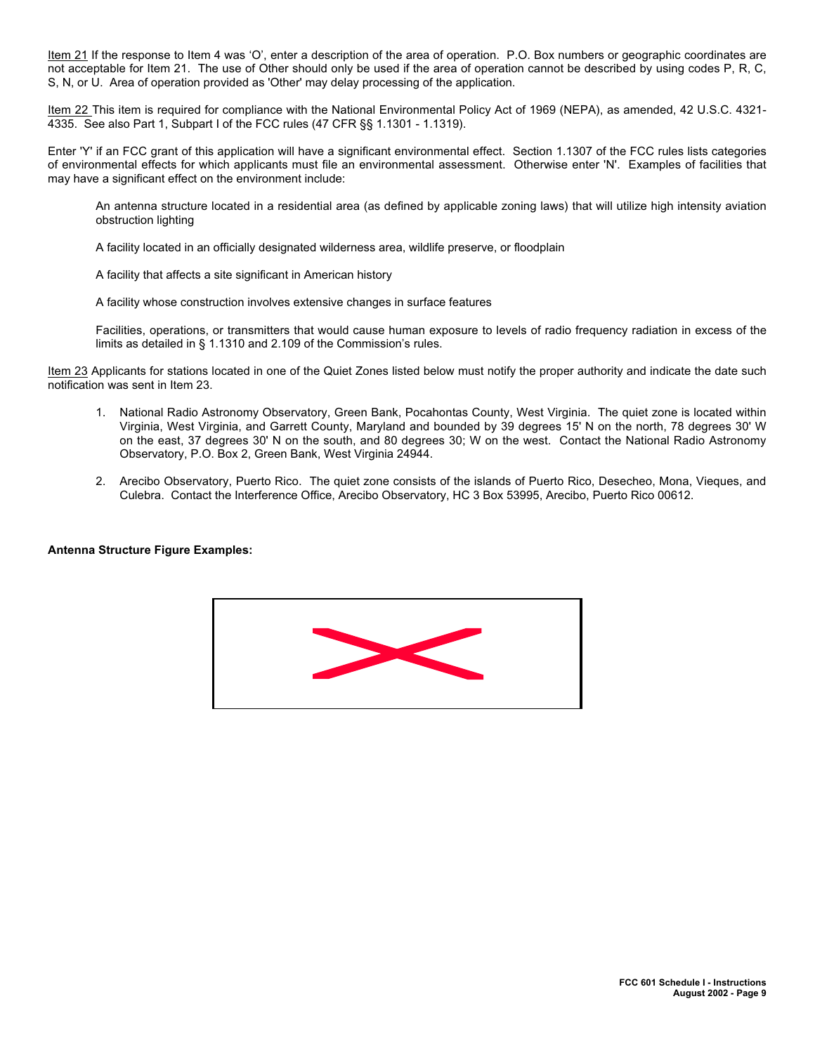Item 21 If the response to Item 4 was 'O', enter a description of the area of operation. P.O. Box numbers or geographic coordinates are not acceptable for Item 21. The use of Other should only be used if the area of operation cannot be described by using codes P, R, C, S, N, or U. Area of operation provided as 'Other' may delay processing of the application.

Item 22 This item is required for compliance with the National Environmental Policy Act of 1969 (NEPA), as amended, 42 U.S.C. 4321-4335. See also Part 1, Subpart I of the FCC rules (47 CFR §§ 1.1301 - 1.1319).

Enter 'Y' if an FCC grant of this application will have a significant environmental effect. Section 1.1307 of the FCC rules lists categories of environmental effects for which applicants must file an environmental assessment. Otherwise enter 'N'. Examples of facilities that may have a significant effect on the environment include:

> An antenna structure located in a residential area (as defined by applicable zoning laws) that will utilize high intensity aviation obstruction lighting
>
> A facility located in an officially designated wilderness area, wildlife preserve, or floodplain
>
> A facility that affects a site significant in American history
>
> A facility whose construction involves extensive changes in surface features
>
> Facilities, operations, or transmitters that would cause human exposure to levels of radio frequency radiation in excess of the limits as detailed in § 1.1310 and 2.109 of the Commission's rules.

Item 23 Applicants for stations located in one of the Quiet Zones listed below must notify the proper authority and indicate the date such notification was sent in Item 23.

1. National Radio Astronomy Observatory, Green Bank, Pocahontas County, West Virginia. The quiet zone is located within Virginia, West Virginia, and Garrett County, Maryland and bounded by 39 degrees 15' N on the north, 78 degrees 30' W on the east, 37 degrees 30' N on the south, and 80 degrees 30; W on the west. Contact the National Radio Astronomy Observatory, P.O. Box 2, Green Bank, West Virginia 24944.

2. Arecibo Observatory, Puerto Rico. The quiet zone consists of the islands of Puerto Rico, Desecheo, Mona, Vieques, and Culebra. Contact the Interference Office, Arecibo Observatory, HC 3 Box 53995, Arecibo, Puerto Rico 00612.

**Antenna Structure Figure Examples:**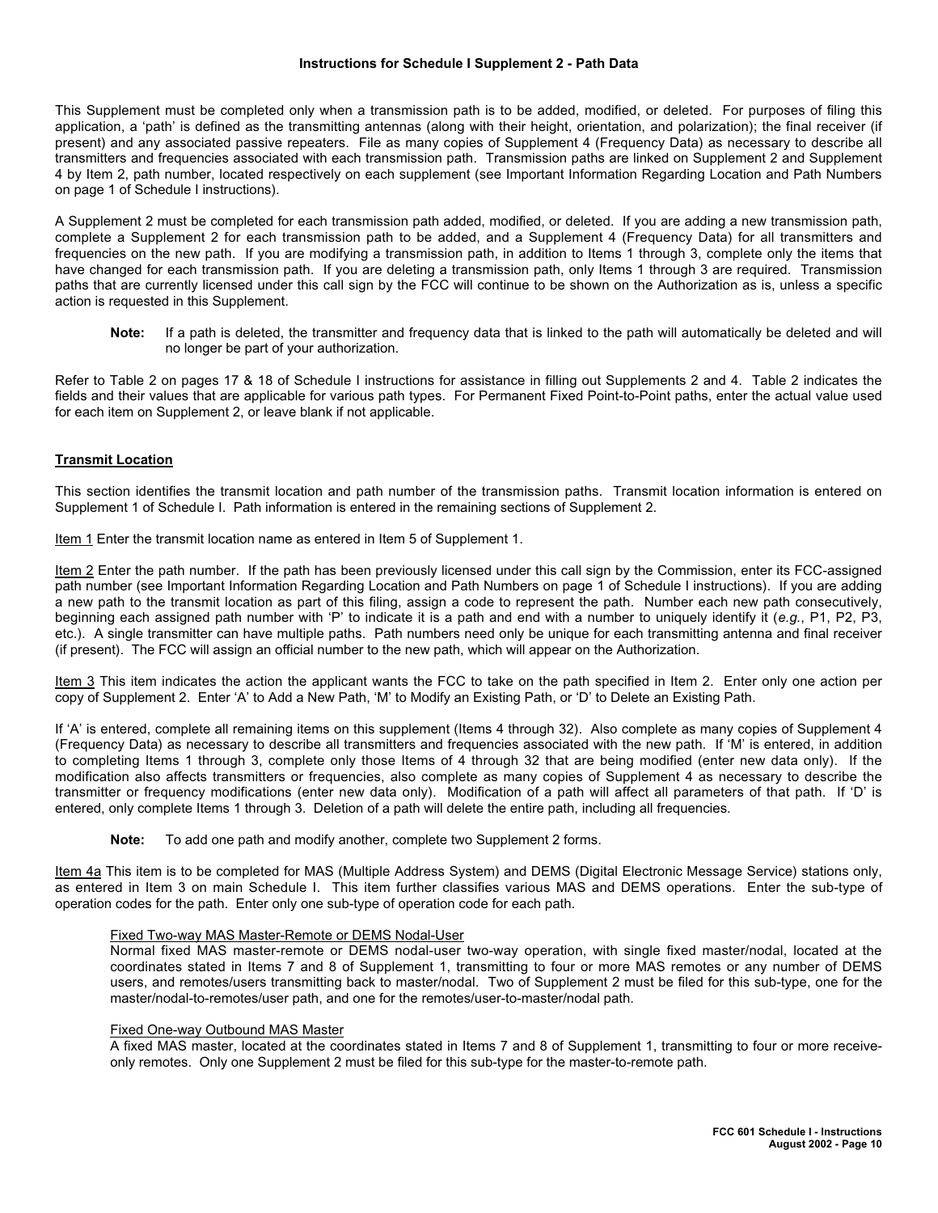## Instructions for Schedule I Supplement 2 - Path Data

This Supplement must be completed only when a transmission path is to be added, modified, or deleted. For purposes of filing this application, a 'path' is defined as the transmitting antennas (along with their height, orientation, and polarization); the final receiver (if present) and any associated passive repeaters. File as many copies of Supplement 4 (Frequency Data) as necessary to describe all transmitters and frequencies associated with each transmission path. Transmission paths are linked on Supplement 2 and Supplement 4 by Item 2, path number, located respectively on each supplement (see Important Information Regarding Location and Path Numbers on page 1 of Schedule I instructions).

A Supplement 2 must be completed for each transmission path added, modified, or deleted. If you are adding a new transmission path, complete a Supplement 2 for each transmission path to be added, and a Supplement 4 (Frequency Data) for all transmitters and frequencies on the new path. If you are modifying a transmission path, in addition to Items 1 through 3, complete only the items that have changed for each transmission path. If you are deleting a transmission path, only Items 1 through 3 are required. Transmission paths that are currently licensed under this call sign by the FCC will continue to be shown on the Authorization as is, unless a specific action is requested in this Supplement.

> **Note:** If a path is deleted, the transmitter and frequency data that is linked to the path will automatically be deleted and will no longer be part of your authorization.

Refer to Table 2 on pages 17 & 18 of Schedule I instructions for assistance in filling out Supplements 2 and 4. Table 2 indicates the fields and their values that are applicable for various path types. For Permanent Fixed Point-to-Point paths, enter the actual value used for each item on Supplement 2, or leave blank if not applicable.

### Transmit Location

This section identifies the transmit location and path number of the transmission paths. Transmit location information is entered on Supplement 1 of Schedule I. Path information is entered in the remaining sections of Supplement 2.

Item 1 Enter the transmit location name as entered in Item 5 of Supplement 1.

Item 2 Enter the path number. If the path has been previously licensed under this call sign by the Commission, enter its FCC-assigned path number (see Important Information Regarding Location and Path Numbers on page 1 of Schedule I instructions). If you are adding a new path to the transmit location as part of this filing, assign a code to represent the path. Number each new path consecutively, beginning each assigned path number with 'P' to indicate it is a path and end with a number to uniquely identify it (*e.g.*, P1, P2, P3, etc.). A single transmitter can have multiple paths. Path numbers need only be unique for each transmitting antenna and final receiver (if present). The FCC will assign an official number to the new path, which will appear on the Authorization.

Item 3 This item indicates the action the applicant wants the FCC to take on the path specified in Item 2. Enter only one action per copy of Supplement 2. Enter 'A' to Add a New Path, 'M' to Modify an Existing Path, or 'D' to Delete an Existing Path.

If 'A' is entered, complete all remaining items on this supplement (Items 4 through 32). Also complete as many copies of Supplement 4 (Frequency Data) as necessary to describe all transmitters and frequencies associated with the new path. If 'M' is entered, in addition to completing Items 1 through 3, complete only those Items of 4 through 32 that are being modified (enter new data only). If the modification also affects transmitters or frequencies, also complete as many copies of Supplement 4 as necessary to describe the transmitter or frequency modifications (enter new data only). Modification of a path will affect all parameters of that path. If 'D' is entered, only complete Items 1 through 3. Deletion of a path will delete the entire path, including all frequencies.

> **Note:** To add one path and modify another, complete two Supplement 2 forms.

Item 4a This item is to be completed for MAS (Multiple Address System) and DEMS (Digital Electronic Message Service) stations only, as entered in Item 3 on main Schedule I. This item further classifies various MAS and DEMS operations. Enter the sub-type of operation codes for the path. Enter only one sub-type of operation code for each path.

Fixed Two-way MAS Master-Remote or DEMS Nodal-User
Normal fixed MAS master-remote or DEMS nodal-user two-way operation, with single fixed master/nodal, located at the coordinates stated in Items 7 and 8 of Supplement 1, transmitting to four or more MAS remotes or any number of DEMS users, and remotes/users transmitting back to master/nodal. Two of Supplement 2 must be filed for this sub-type, one for the master/nodal-to-remotes/user path, and one for the remotes/user-to-master/nodal path.

Fixed One-way Outbound MAS Master
A fixed MAS master, located at the coordinates stated in Items 7 and 8 of Supplement 1, transmitting to four or more receive-only remotes. Only one Supplement 2 must be filed for this sub-type for the master-to-remote path.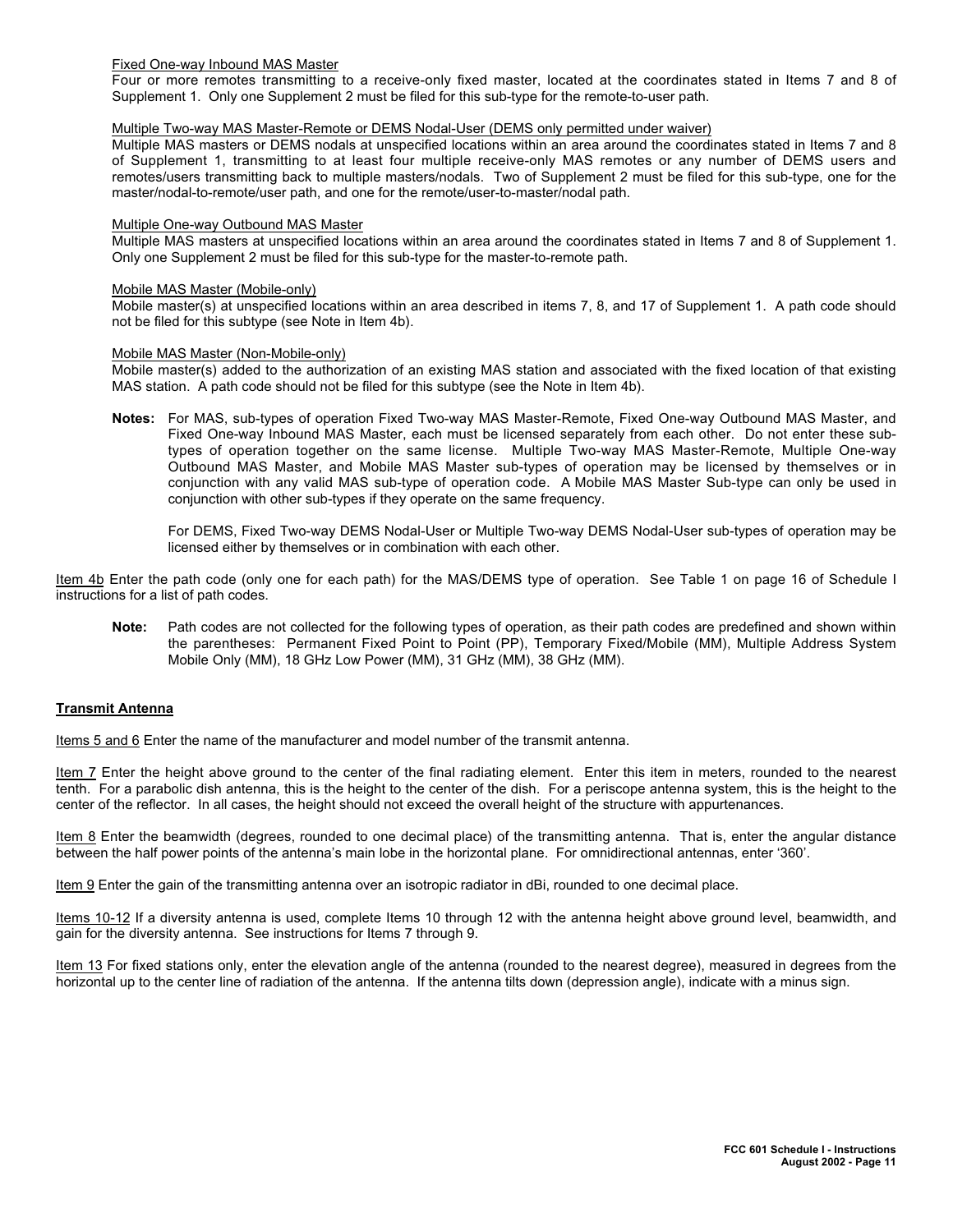Fixed One-way Inbound MAS Master

Four or more remotes transmitting to a receive-only fixed master, located at the coordinates stated in Items 7 and 8 of Supplement 1. Only one Supplement 2 must be filed for this sub-type for the remote-to-user path.

Multiple Two-way MAS Master-Remote or DEMS Nodal-User (DEMS only permitted under waiver)

Multiple MAS masters or DEMS nodals at unspecified locations within an area around the coordinates stated in Items 7 and 8 of Supplement 1, transmitting to at least four multiple receive-only MAS remotes or any number of DEMS users and remotes/users transmitting back to multiple masters/nodals. Two of Supplement 2 must be filed for this sub-type, one for the master/nodal-to-remote/user path, and one for the remote/user-to-master/nodal path.

Multiple One-way Outbound MAS Master

Multiple MAS masters at unspecified locations within an area around the coordinates stated in Items 7 and 8 of Supplement 1. Only one Supplement 2 must be filed for this sub-type for the master-to-remote path.

Mobile MAS Master (Mobile-only)

Mobile master(s) at unspecified locations within an area described in items 7, 8, and 17 of Supplement 1. A path code should not be filed for this subtype (see Note in Item 4b).

Mobile MAS Master (Non-Mobile-only)

Mobile master(s) added to the authorization of an existing MAS station and associated with the fixed location of that existing MAS station. A path code should not be filed for this subtype (see the Note in Item 4b).

**Notes:** For MAS, sub-types of operation Fixed Two-way MAS Master-Remote, Fixed One-way Outbound MAS Master, and Fixed One-way Inbound MAS Master, each must be licensed separately from each other. Do not enter these sub-types of operation together on the same license. Multiple Two-way MAS Master-Remote, Multiple One-way Outbound MAS Master, and Mobile MAS Master sub-types of operation may be licensed by themselves or in conjunction with any valid MAS sub-type of operation code. A Mobile MAS Master Sub-type can only be used in conjunction with other sub-types if they operate on the same frequency.

For DEMS, Fixed Two-way DEMS Nodal-User or Multiple Two-way DEMS Nodal-User sub-types of operation may be licensed either by themselves or in combination with each other.

Item 4b Enter the path code (only one for each path) for the MAS/DEMS type of operation. See Table 1 on page 16 of Schedule I instructions for a list of path codes.

**Note:** Path codes are not collected for the following types of operation, as their path codes are predefined and shown within the parentheses: Permanent Fixed Point to Point (PP), Temporary Fixed/Mobile (MM), Multiple Address System Mobile Only (MM), 18 GHz Low Power (MM), 31 GHz (MM), 38 GHz (MM).

**Transmit Antenna**

Items 5 and 6 Enter the name of the manufacturer and model number of the transmit antenna.

Item 7 Enter the height above ground to the center of the final radiating element. Enter this item in meters, rounded to the nearest tenth. For a parabolic dish antenna, this is the height to the center of the dish. For a periscope antenna system, this is the height to the center of the reflector. In all cases, the height should not exceed the overall height of the structure with appurtenances.

Item 8 Enter the beamwidth (degrees, rounded to one decimal place) of the transmitting antenna. That is, enter the angular distance between the half power points of the antenna's main lobe in the horizontal plane. For omnidirectional antennas, enter '360'.

Item 9 Enter the gain of the transmitting antenna over an isotropic radiator in dBi, rounded to one decimal place.

Items 10-12 If a diversity antenna is used, complete Items 10 through 12 with the antenna height above ground level, beamwidth, and gain for the diversity antenna. See instructions for Items 7 through 9.

Item 13 For fixed stations only, enter the elevation angle of the antenna (rounded to the nearest degree), measured in degrees from the horizontal up to the center line of radiation of the antenna. If the antenna tilts down (depression angle), indicate with a minus sign.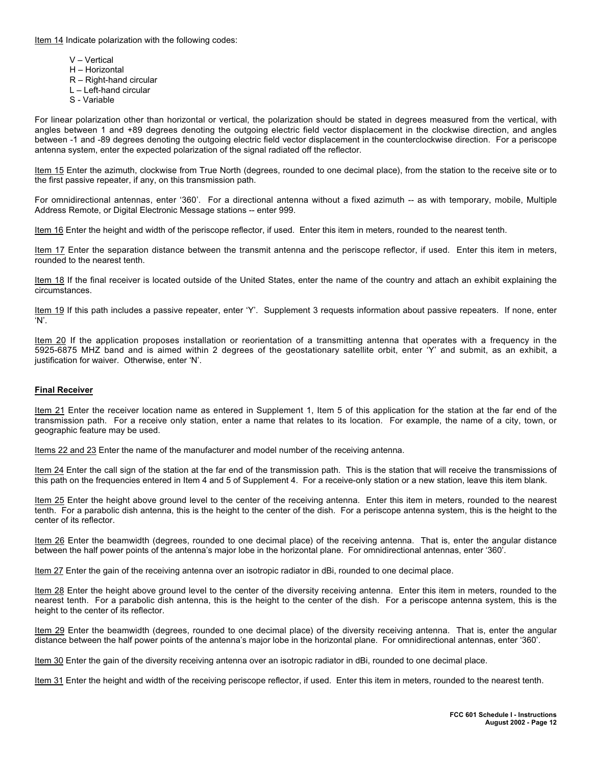Item 14 Indicate polarization with the following codes:

V – Vertical
H – Horizontal
R – Right-hand circular
L – Left-hand circular
S - Variable

For linear polarization other than horizontal or vertical, the polarization should be stated in degrees measured from the vertical, with angles between 1 and +89 degrees denoting the outgoing electric field vector displacement in the clockwise direction, and angles between -1 and -89 degrees denoting the outgoing electric field vector displacement in the counterclockwise direction. For a periscope antenna system, enter the expected polarization of the signal radiated off the reflector.

Item 15 Enter the azimuth, clockwise from True North (degrees, rounded to one decimal place), from the station to the receive site or to the first passive repeater, if any, on this transmission path.

For omnidirectional antennas, enter '360'. For a directional antenna without a fixed azimuth -- as with temporary, mobile, Multiple Address Remote, or Digital Electronic Message stations -- enter 999.

Item 16 Enter the height and width of the periscope reflector, if used. Enter this item in meters, rounded to the nearest tenth.

Item 17 Enter the separation distance between the transmit antenna and the periscope reflector, if used. Enter this item in meters, rounded to the nearest tenth.

Item 18 If the final receiver is located outside of the United States, enter the name of the country and attach an exhibit explaining the circumstances.

Item 19 If this path includes a passive repeater, enter 'Y'. Supplement 3 requests information about passive repeaters. If none, enter 'N'.

Item 20 If the application proposes installation or reorientation of a transmitting antenna that operates with a frequency in the 5925-6875 MHZ band and is aimed within 2 degrees of the geostationary satellite orbit, enter 'Y' and submit, as an exhibit, a justification for waiver. Otherwise, enter 'N'.

**Final Receiver**

Item 21 Enter the receiver location name as entered in Supplement 1, Item 5 of this application for the station at the far end of the transmission path. For a receive only station, enter a name that relates to its location. For example, the name of a city, town, or geographic feature may be used.

Items 22 and 23 Enter the name of the manufacturer and model number of the receiving antenna.

Item 24 Enter the call sign of the station at the far end of the transmission path. This is the station that will receive the transmissions of this path on the frequencies entered in Item 4 and 5 of Supplement 4. For a receive-only station or a new station, leave this item blank.

Item 25 Enter the height above ground level to the center of the receiving antenna. Enter this item in meters, rounded to the nearest tenth. For a parabolic dish antenna, this is the height to the center of the dish. For a periscope antenna system, this is the height to the center of its reflector.

Item 26 Enter the beamwidth (degrees, rounded to one decimal place) of the receiving antenna. That is, enter the angular distance between the half power points of the antenna's major lobe in the horizontal plane. For omnidirectional antennas, enter '360'.

Item 27 Enter the gain of the receiving antenna over an isotropic radiator in dBi, rounded to one decimal place.

Item 28 Enter the height above ground level to the center of the diversity receiving antenna. Enter this item in meters, rounded to the nearest tenth. For a parabolic dish antenna, this is the height to the center of the dish. For a periscope antenna system, this is the height to the center of its reflector.

Item 29 Enter the beamwidth (degrees, rounded to one decimal place) of the diversity receiving antenna. That is, enter the angular distance between the half power points of the antenna's major lobe in the horizontal plane. For omnidirectional antennas, enter '360'.

Item 30 Enter the gain of the diversity receiving antenna over an isotropic radiator in dBi, rounded to one decimal place.

Item 31 Enter the height and width of the receiving periscope reflector, if used. Enter this item in meters, rounded to the nearest tenth.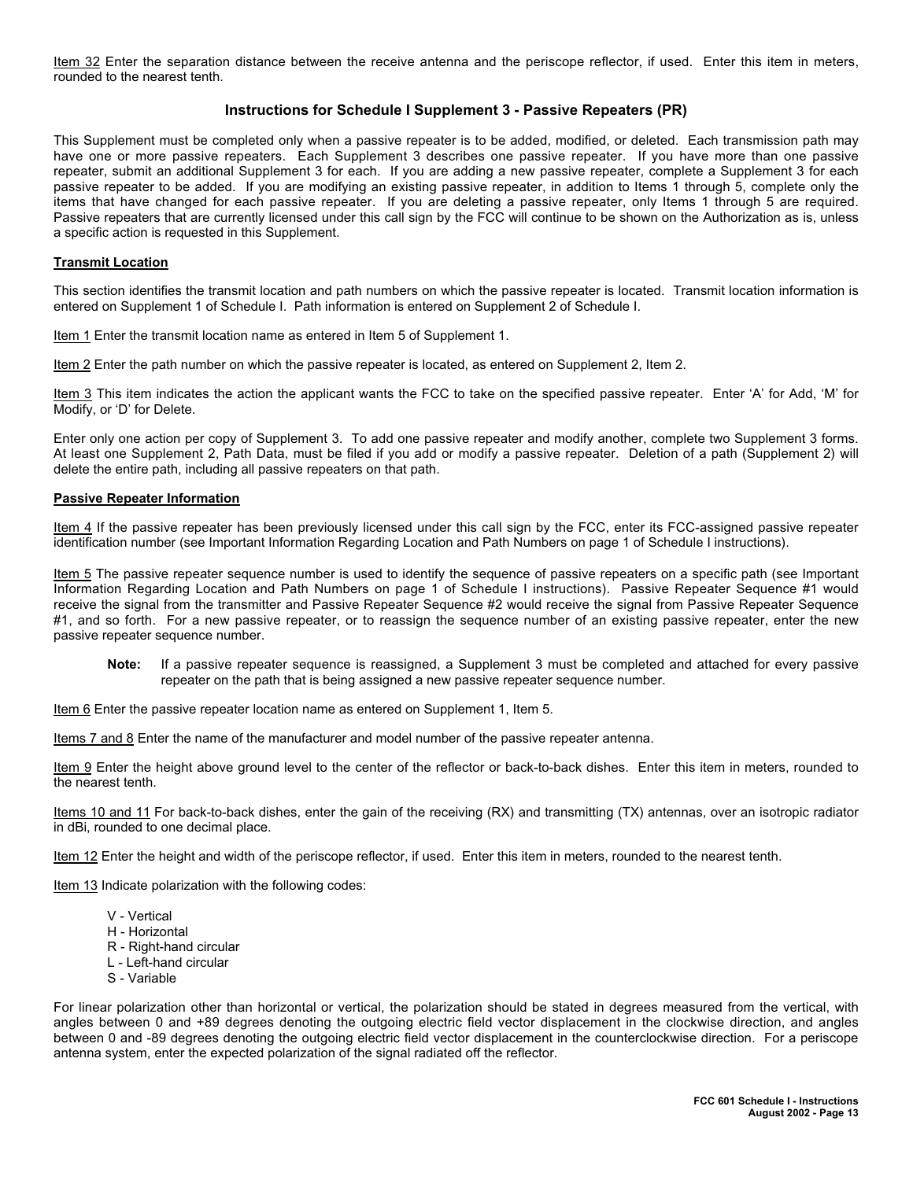Item 32 Enter the separation distance between the receive antenna and the periscope reflector, if used. Enter this item in meters, rounded to the nearest tenth.

## Instructions for Schedule I Supplement 3 - Passive Repeaters (PR)

This Supplement must be completed only when a passive repeater is to be added, modified, or deleted. Each transmission path may have one or more passive repeaters. Each Supplement 3 describes one passive repeater. If you have more than one passive repeater, submit an additional Supplement 3 for each. If you are adding a new passive repeater, complete a Supplement 3 for each passive repeater to be added. If you are modifying an existing passive repeater, in addition to Items 1 through 5, complete only the items that have changed for each passive repeater. If you are deleting a passive repeater, only Items 1 through 5 are required. Passive repeaters that are currently licensed under this call sign by the FCC will continue to be shown on the Authorization as is, unless a specific action is requested in this Supplement.

### Transmit Location

This section identifies the transmit location and path numbers on which the passive repeater is located. Transmit location information is entered on Supplement 1 of Schedule I. Path information is entered on Supplement 2 of Schedule I.

Item 1 Enter the transmit location name as entered in Item 5 of Supplement 1.

Item 2 Enter the path number on which the passive repeater is located, as entered on Supplement 2, Item 2.

Item 3 This item indicates the action the applicant wants the FCC to take on the specified passive repeater. Enter 'A' for Add, 'M' for Modify, or 'D' for Delete.

Enter only one action per copy of Supplement 3. To add one passive repeater and modify another, complete two Supplement 3 forms. At least one Supplement 2, Path Data, must be filed if you add or modify a passive repeater. Deletion of a path (Supplement 2) will delete the entire path, including all passive repeaters on that path.

### Passive Repeater Information

Item 4 If the passive repeater has been previously licensed under this call sign by the FCC, enter its FCC-assigned passive repeater identification number (see Important Information Regarding Location and Path Numbers on page 1 of Schedule I instructions).

Item 5 The passive repeater sequence number is used to identify the sequence of passive repeaters on a specific path (see Important Information Regarding Location and Path Numbers on page 1 of Schedule I instructions). Passive Repeater Sequence #1 would receive the signal from the transmitter and Passive Repeater Sequence #2 would receive the signal from Passive Repeater Sequence #1, and so forth. For a new passive repeater, or to reassign the sequence number of an existing passive repeater, enter the new passive repeater sequence number.

> **Note:** If a passive repeater sequence is reassigned, a Supplement 3 must be completed and attached for every passive repeater on the path that is being assigned a new passive repeater sequence number.

Item 6 Enter the passive repeater location name as entered on Supplement 1, Item 5.

Items 7 and 8 Enter the name of the manufacturer and model number of the passive repeater antenna.

Item 9 Enter the height above ground level to the center of the reflector or back-to-back dishes. Enter this item in meters, rounded to the nearest tenth.

Items 10 and 11 For back-to-back dishes, enter the gain of the receiving (RX) and transmitting (TX) antennas, over an isotropic radiator in dBi, rounded to one decimal place.

Item 12 Enter the height and width of the periscope reflector, if used. Enter this item in meters, rounded to the nearest tenth.

Item 13 Indicate polarization with the following codes:

- V - Vertical
- H - Horizontal
- R - Right-hand circular
- L - Left-hand circular
- S - Variable

For linear polarization other than horizontal or vertical, the polarization should be stated in degrees measured from the vertical, with angles between 0 and +89 degrees denoting the outgoing electric field vector displacement in the clockwise direction, and angles between 0 and -89 degrees denoting the outgoing electric field vector displacement in the counterclockwise direction. For a periscope antenna system, enter the expected polarization of the signal radiated off the reflector.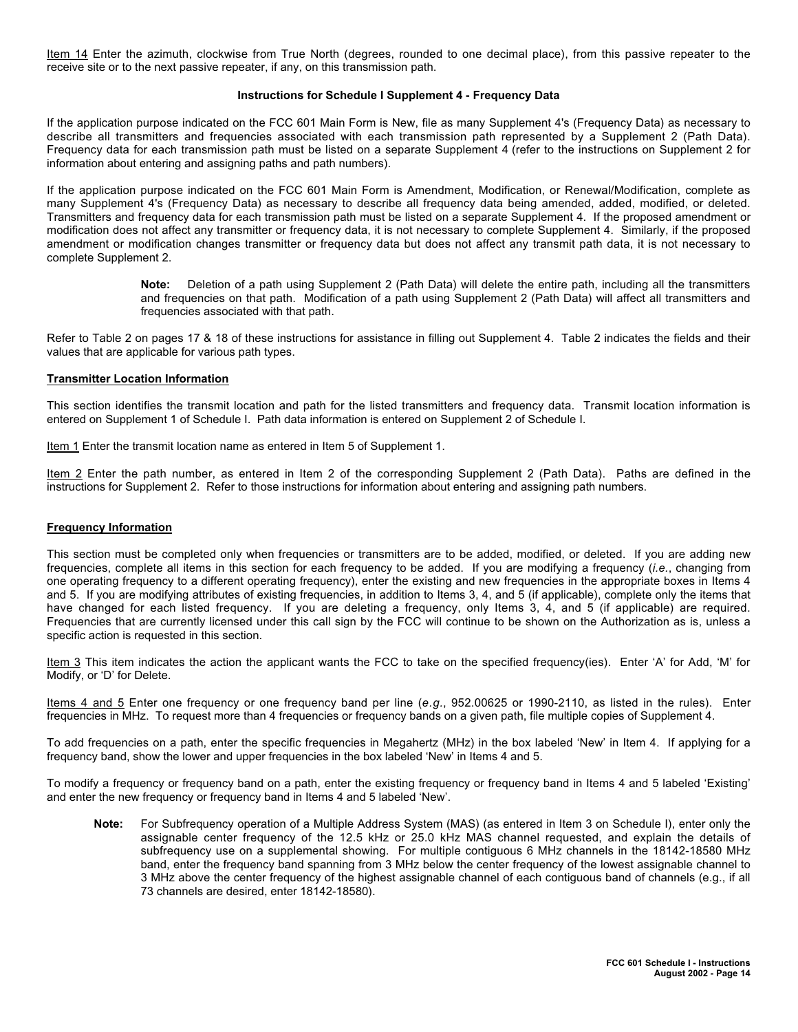<u>Item 14</u> Enter the azimuth, clockwise from True North (degrees, rounded to one decimal place), from this passive repeater to the receive site or to the next passive repeater, if any, on this transmission path.

### Instructions for Schedule I Supplement 4 - Frequency Data

If the application purpose indicated on the FCC 601 Main Form is New, file as many Supplement 4's (Frequency Data) as necessary to describe all transmitters and frequencies associated with each transmission path represented by a Supplement 2 (Path Data). Frequency data for each transmission path must be listed on a separate Supplement 4 (refer to the instructions on Supplement 2 for information about entering and assigning paths and path numbers).

If the application purpose indicated on the FCC 601 Main Form is Amendment, Modification, or Renewal/Modification, complete as many Supplement 4's (Frequency Data) as necessary to describe all frequency data being amended, added, modified, or deleted. Transmitters and frequency data for each transmission path must be listed on a separate Supplement 4. If the proposed amendment or modification does not affect any transmitter or frequency data, it is not necessary to complete Supplement 4. Similarly, if the proposed amendment or modification changes transmitter or frequency data but does not affect any transmit path data, it is not necessary to complete Supplement 2.

> **Note:** Deletion of a path using Supplement 2 (Path Data) will delete the entire path, including all the transmitters and frequencies on that path. Modification of a path using Supplement 2 (Path Data) will affect all transmitters and frequencies associated with that path.

Refer to Table 2 on pages 17 & 18 of these instructions for assistance in filling out Supplement 4. Table 2 indicates the fields and their values that are applicable for various path types.

#### Transmitter Location Information

This section identifies the transmit location and path for the listed transmitters and frequency data. Transmit location information is entered on Supplement 1 of Schedule I. Path data information is entered on Supplement 2 of Schedule I.

<u>Item 1</u> Enter the transmit location name as entered in Item 5 of Supplement 1.

<u>Item 2</u> Enter the path number, as entered in Item 2 of the corresponding Supplement 2 (Path Data). Paths are defined in the instructions for Supplement 2. Refer to those instructions for information about entering and assigning path numbers.

#### Frequency Information

This section must be completed only when frequencies or transmitters are to be added, modified, or deleted. If you are adding new frequencies, complete all items in this section for each frequency to be added. If you are modifying a frequency (*i.e.*, changing from one operating frequency to a different operating frequency), enter the existing and new frequencies in the appropriate boxes in Items 4 and 5. If you are modifying attributes of existing frequencies, in addition to Items 3, 4, and 5 (if applicable), complete only the items that have changed for each listed frequency. If you are deleting a frequency, only Items 3, 4, and 5 (if applicable) are required. Frequencies that are currently licensed under this call sign by the FCC will continue to be shown on the Authorization as is, unless a specific action is requested in this section.

<u>Item 3</u> This item indicates the action the applicant wants the FCC to take on the specified frequency(ies). Enter ‘A’ for Add, ‘M’ for Modify, or ‘D’ for Delete.

<u>Items 4 and 5</u> Enter one frequency or one frequency band per line (*e.g.*, 952.00625 or 1990-2110, as listed in the rules). Enter frequencies in MHz. To request more than 4 frequencies or frequency bands on a given path, file multiple copies of Supplement 4.

To add frequencies on a path, enter the specific frequencies in Megahertz (MHz) in the box labeled ‘New’ in Item 4. If applying for a frequency band, show the lower and upper frequencies in the box labeled ‘New’ in Items 4 and 5.

To modify a frequency or frequency band on a path, enter the existing frequency or frequency band in Items 4 and 5 labeled ‘Existing’ and enter the new frequency or frequency band in Items 4 and 5 labeled ‘New’.

> **Note:** For Subfrequency operation of a Multiple Address System (MAS) (as entered in Item 3 on Schedule I), enter only the assignable center frequency of the 12.5 kHz or 25.0 kHz MAS channel requested, and explain the details of subfrequency use on a supplemental showing. For multiple contiguous 6 MHz channels in the 18142-18580 MHz band, enter the frequency band spanning from 3 MHz below the center frequency of the lowest assignable channel to 3 MHz above the center frequency of the highest assignable channel of each contiguous band of channels (e.g., if all 73 channels are desired, enter 18142-18580).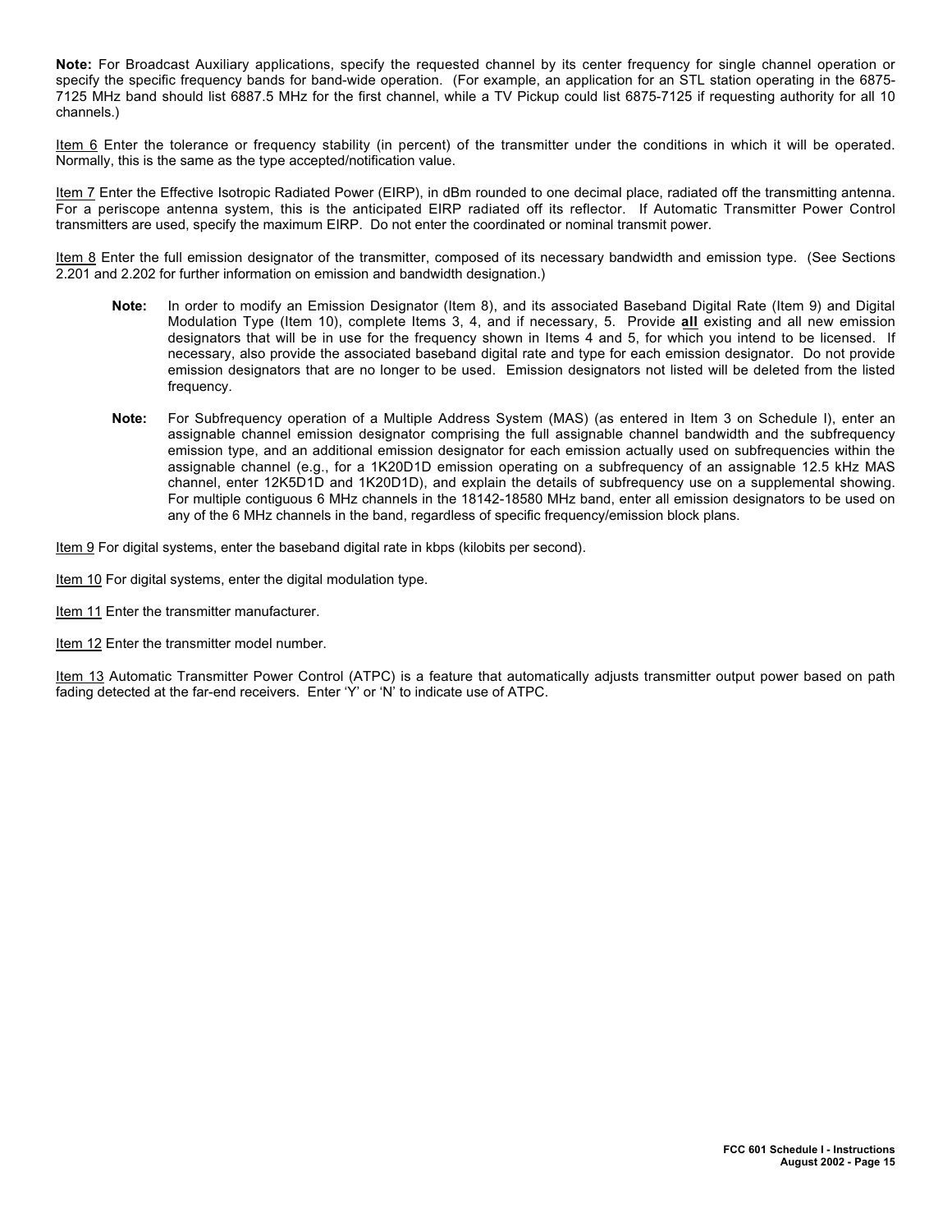**Note:** For Broadcast Auxiliary applications, specify the requested channel by its center frequency for single channel operation or specify the specific frequency bands for band-wide operation. (For example, an application for an STL station operating in the 6875-7125 MHz band should list 6887.5 MHz for the first channel, while a TV Pickup could list 6875-7125 if requesting authority for all 10 channels.)

Item 6 Enter the tolerance or frequency stability (in percent) of the transmitter under the conditions in which it will be operated. Normally, this is the same as the type accepted/notification value.

Item 7 Enter the Effective Isotropic Radiated Power (EIRP), in dBm rounded to one decimal place, radiated off the transmitting antenna. For a periscope antenna system, this is the anticipated EIRP radiated off its reflector. If Automatic Transmitter Power Control transmitters are used, specify the maximum EIRP. Do not enter the coordinated or nominal transmit power.

Item 8 Enter the full emission designator of the transmitter, composed of its necessary bandwidth and emission type. (See Sections 2.201 and 2.202 for further information on emission and bandwidth designation.)

> **Note:** In order to modify an Emission Designator (Item 8), and its associated Baseband Digital Rate (Item 9) and Digital Modulation Type (Item 10), complete Items 3, 4, and if necessary, 5. Provide **all** existing and all new emission designators that will be in use for the frequency shown in Items 4 and 5, for which you intend to be licensed. If necessary, also provide the associated baseband digital rate and type for each emission designator. Do not provide emission designators that are no longer to be used. Emission designators not listed will be deleted from the listed frequency.

> **Note:** For Subfrequency operation of a Multiple Address System (MAS) (as entered in Item 3 on Schedule I), enter an assignable channel emission designator comprising the full assignable channel bandwidth and the subfrequency emission type, and an additional emission designator for each emission actually used on subfrequencies within the assignable channel (e.g., for a 1K20D1D emission operating on a subfrequency of an assignable 12.5 kHz MAS channel, enter 12K5D1D and 1K20D1D), and explain the details of subfrequency use on a supplemental showing. For multiple contiguous 6 MHz channels in the 18142-18580 MHz band, enter all emission designators to be used on any of the 6 MHz channels in the band, regardless of specific frequency/emission block plans.

Item 9 For digital systems, enter the baseband digital rate in kbps (kilobits per second).

Item 10 For digital systems, enter the digital modulation type.

Item 11 Enter the transmitter manufacturer.

Item 12 Enter the transmitter model number.

Item 13 Automatic Transmitter Power Control (ATPC) is a feature that automatically adjusts transmitter output power based on path fading detected at the far-end receivers. Enter 'Y' or 'N' to indicate use of ATPC.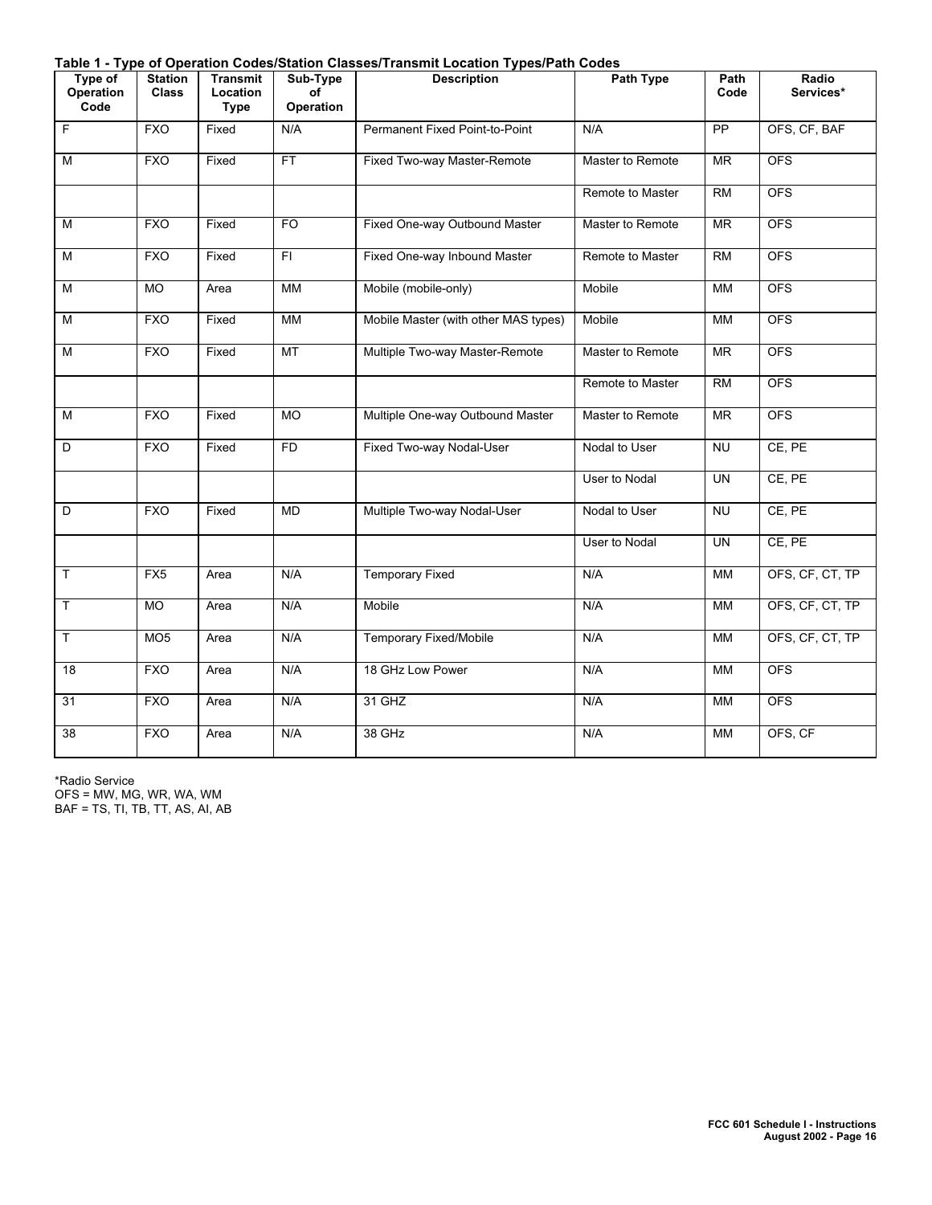**Table 1 - Type of Operation Codes/Station Classes/Transmit Location Types/Path Codes**

| Type of Operation Code | Station Class | Transmit Location Type | Sub-Type of Operation | Description | Path Type | Path Code | Radio Services* |
|---|---|---|---|---|---|---|---|
| F | FXO | Fixed | N/A | Permanent Fixed Point-to-Point | N/A | PP | OFS, CF, BAF |
| M | FXO | Fixed | FT | Fixed Two-way Master-Remote | Master to Remote | MR | OFS |
| | | | | | Remote to Master | RM | OFS |
| M | FXO | Fixed | FO | Fixed One-way Outbound Master | Master to Remote | MR | OFS |
| M | FXO | Fixed | FI | Fixed One-way Inbound Master | Remote to Master | RM | OFS |
| M | MO | Area | MM | Mobile (mobile-only) | Mobile | MM | OFS |
| M | FXO | Fixed | MM | Mobile Master (with other MAS types) | Mobile | MM | OFS |
| M | FXO | Fixed | MT | Multiple Two-way Master-Remote | Master to Remote | MR | OFS |
| | | | | | Remote to Master | RM | OFS |
| M | FXO | Fixed | MO | Multiple One-way Outbound Master | Master to Remote | MR | OFS |
| D | FXO | Fixed | FD | Fixed Two-way Nodal-User | Nodal to User | NU | CE, PE |
| | | | | | User to Nodal | UN | CE, PE |
| D | FXO | Fixed | MD | Multiple Two-way Nodal-User | Nodal to User | NU | CE, PE |
| | | | | | User to Nodal | UN | CE, PE |
| T | FX5 | Area | N/A | Temporary Fixed | N/A | MM | OFS, CF, CT, TP |
| T | MO | Area | N/A | Mobile | N/A | MM | OFS, CF, CT, TP |
| T | MO5 | Area | N/A | Temporary Fixed/Mobile | N/A | MM | OFS, CF, CT, TP |
| 18 | FXO | Area | N/A | 18 GHz Low Power | N/A | MM | OFS |
| 31 | FXO | Area | N/A | 31 GHZ | N/A | MM | OFS |
| 38 | FXO | Area | N/A | 38 GHz | N/A | MM | OFS, CF |

*Radio Service
OFS = MW, MG, WR, WA, WM
BAF = TS, TI, TB, TT, AS, AI, AB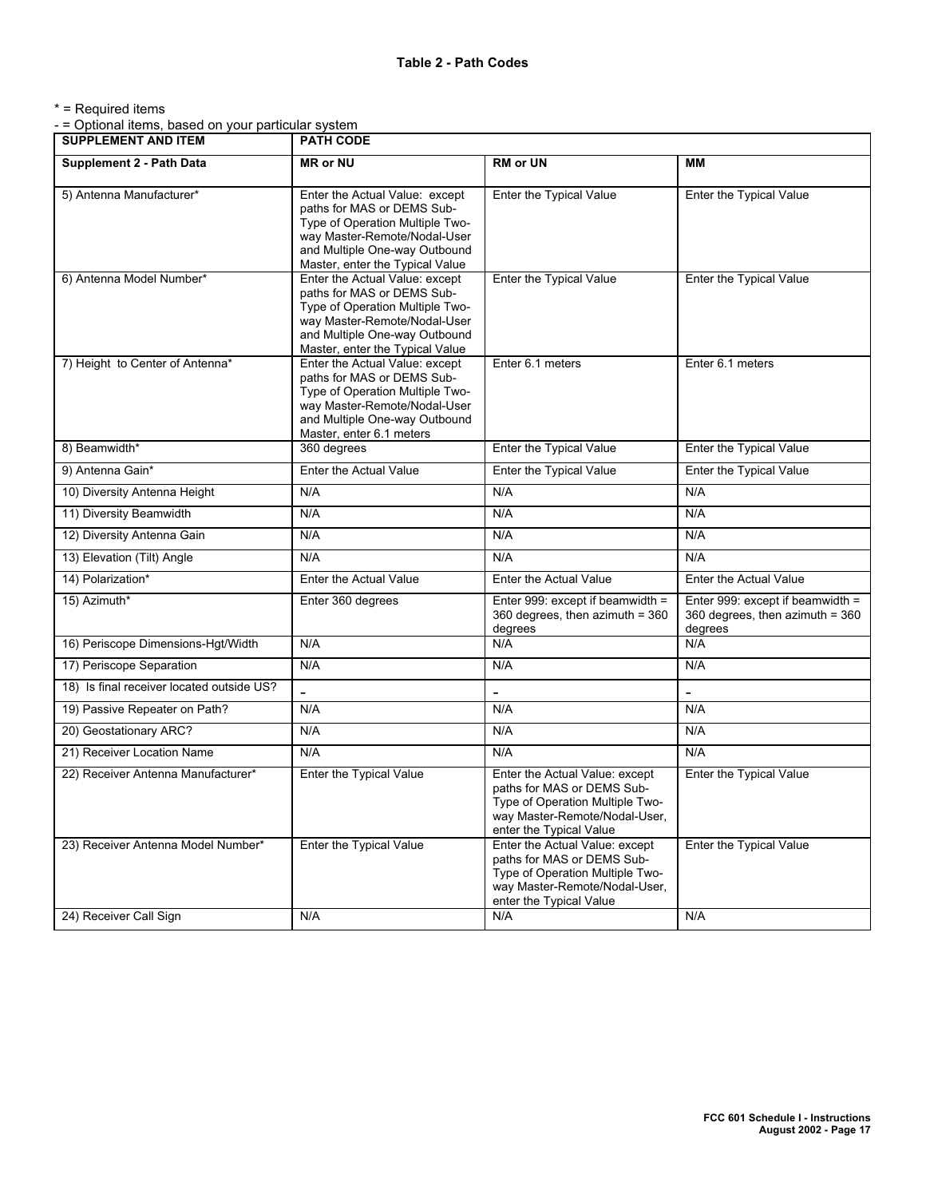### Table 2 - Path Codes

\* = Required items
\- = Optional items, based on your particular system

| SUPPLEMENT AND ITEM | PATH CODE | | |
|---|---|---|---|
| **Supplement 2 - Path Data** | **MR or NU** | **RM or UN** | **MM** |
| 5) Antenna Manufacturer* | Enter the Actual Value: except paths for MAS or DEMS Sub-Type of Operation Multiple Two-way Master-Remote/Nodal-User and Multiple One-way Outbound Master, enter the Typical Value | Enter the Typical Value | Enter the Typical Value |
| 6) Antenna Model Number* | Enter the Actual Value: except paths for MAS or DEMS Sub-Type of Operation Multiple Two-way Master-Remote/Nodal-User and Multiple One-way Outbound Master, enter the Typical Value | Enter the Typical Value | Enter the Typical Value |
| 7) Height to Center of Antenna* | Enter the Actual Value: except paths for MAS or DEMS Sub-Type of Operation Multiple Two-way Master-Remote/Nodal-User and Multiple One-way Outbound Master, enter 6.1 meters | Enter 6.1 meters | Enter 6.1 meters |
| 8) Beamwidth* | 360 degrees | Enter the Typical Value | Enter the Typical Value |
| 9) Antenna Gain* | Enter the Actual Value | Enter the Typical Value | Enter the Typical Value |
| 10) Diversity Antenna Height | N/A | N/A | N/A |
| 11) Diversity Beamwidth | N/A | N/A | N/A |
| 12) Diversity Antenna Gain | N/A | N/A | N/A |
| 13) Elevation (Tilt) Angle | N/A | N/A | N/A |
| 14) Polarization* | Enter the Actual Value | Enter the Actual Value | Enter the Actual Value |
| 15) Azimuth* | Enter 360 degrees | Enter 999: except if beamwidth = 360 degrees, then azimuth = 360 degrees | Enter 999: except if beamwidth = 360 degrees, then azimuth = 360 degrees |
| 16) Periscope Dimensions-Hgt/Width | N/A | N/A | N/A |
| 17) Periscope Separation | N/A | N/A | N/A |
| 18) Is final receiver located outside US? | - | - | - |
| 19) Passive Repeater on Path? | N/A | N/A | N/A |
| 20) Geostationary ARC? | N/A | N/A | N/A |
| 21) Receiver Location Name | N/A | N/A | N/A |
| 22) Receiver Antenna Manufacturer* | Enter the Typical Value | Enter the Actual Value: except paths for MAS or DEMS Sub-Type of Operation Multiple Two-way Master-Remote/Nodal-User, enter the Typical Value | Enter the Typical Value |
| 23) Receiver Antenna Model Number* | Enter the Typical Value | Enter the Actual Value: except paths for MAS or DEMS Sub-Type of Operation Multiple Two-way Master-Remote/Nodal-User, enter the Typical Value | Enter the Typical Value |
| 24) Receiver Call Sign | N/A | N/A | N/A |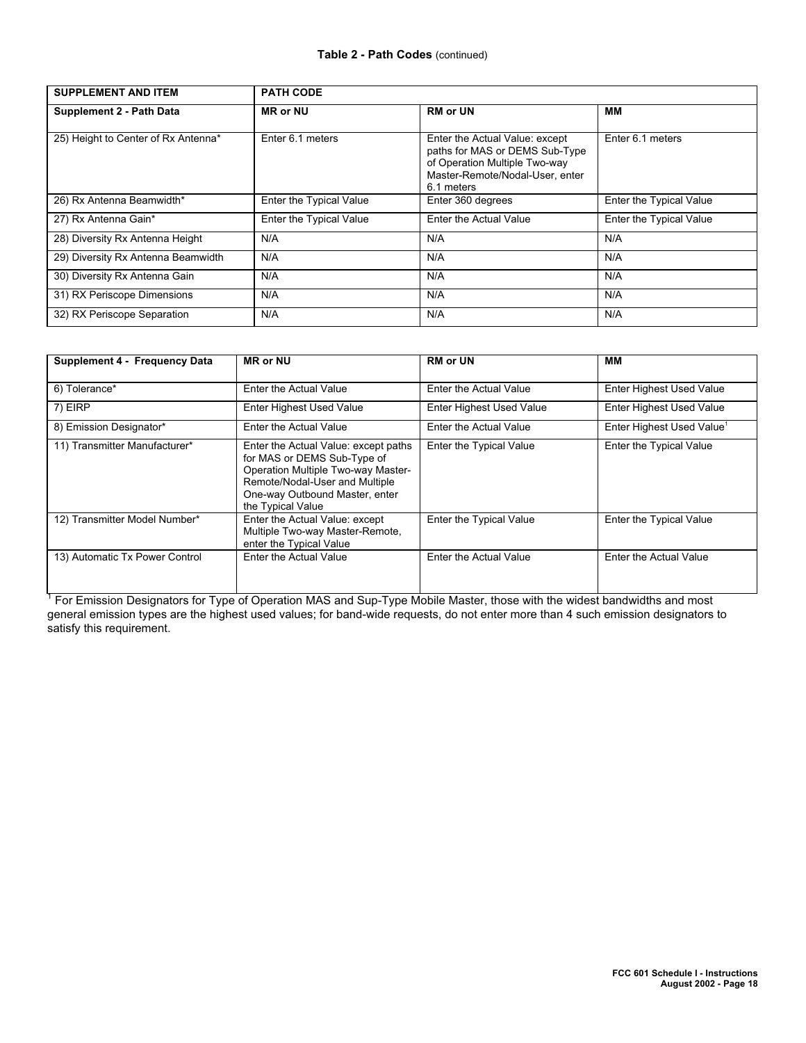**Table 2 - Path Codes** (continued)

| SUPPLEMENT AND ITEM | PATH CODE | | |
|---|---|---|---|
| **Supplement 2 - Path Data** | **MR or NU** | **RM or UN** | **MM** |
| 25) Height to Center of Rx Antenna* | Enter 6.1 meters | Enter the Actual Value: except paths for MAS or DEMS Sub-Type of Operation Multiple Two-way Master-Remote/Nodal-User, enter 6.1 meters | Enter 6.1 meters |
| 26) Rx Antenna Beamwidth* | Enter the Typical Value | Enter 360 degrees | Enter the Typical Value |
| 27) Rx Antenna Gain* | Enter the Typical Value | Enter the Actual Value | Enter the Typical Value |
| 28) Diversity Rx Antenna Height | N/A | N/A | N/A |
| 29) Diversity Rx Antenna Beamwidth | N/A | N/A | N/A |
| 30) Diversity Rx Antenna Gain | N/A | N/A | N/A |
| 31) RX Periscope Dimensions | N/A | N/A | N/A |
| 32) RX Periscope Separation | N/A | N/A | N/A |

| Supplement 4 - Frequency Data | MR or NU | RM or UN | MM |
|---|---|---|---|
| 6) Tolerance* | Enter the Actual Value | Enter the Actual Value | Enter Highest Used Value |
| 7) EIRP | Enter Highest Used Value | Enter Highest Used Value | Enter Highest Used Value |
| 8) Emission Designator* | Enter the Actual Value | Enter the Actual Value | Enter Highest Used Value[1] |
| 11) Transmitter Manufacturer* | Enter the Actual Value: except paths for MAS or DEMS Sub-Type of Operation Multiple Two-way Master-Remote/Nodal-User and Multiple One-way Outbound Master, enter the Typical Value | Enter the Typical Value | Enter the Typical Value |
| 12) Transmitter Model Number* | Enter the Actual Value: except Multiple Two-way Master-Remote, enter the Typical Value | Enter the Typical Value | Enter the Typical Value |
| 13) Automatic Tx Power Control | Enter the Actual Value | Enter the Actual Value | Enter the Actual Value |

[1] For Emission Designators for Type of Operation MAS and Sup-Type Mobile Master, those with the widest bandwidths and most general emission types are the highest used values; for band-wide requests, do not enter more than 4 such emission designators to satisfy this requirement.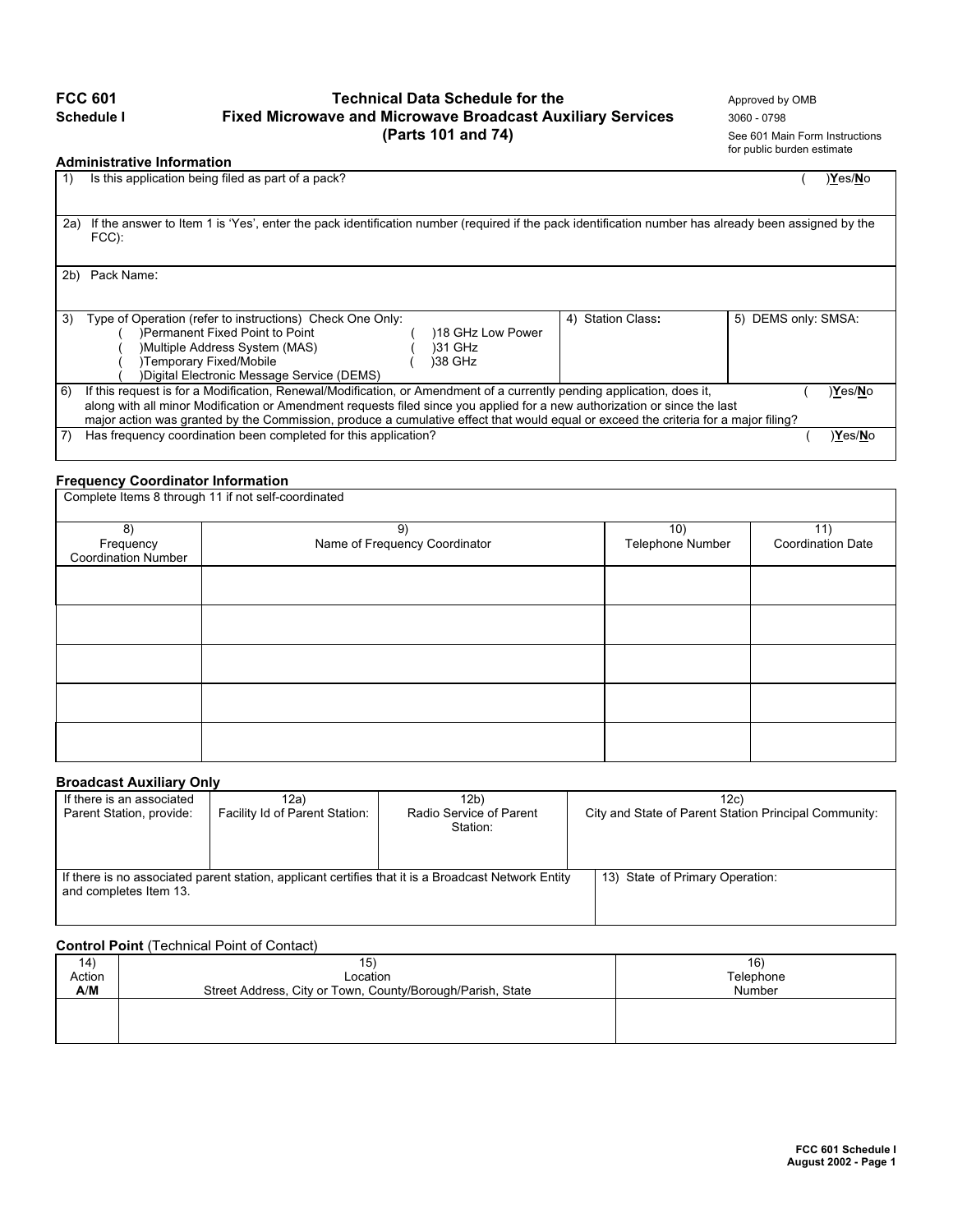**FCC 601**
**Schedule I**

# Technical Data Schedule for the Fixed Microwave and Microwave Broadcast Auxiliary Services (Parts 101 and 74)

Approved by OMB
3060 - 0798
See 601 Main Form Instructions for public burden estimate

## Administrative Information

| | |
|---|---|
| 1) Is this application being filed as part of a pack? | ( )**Y**es/**N**o |
| 2a) If the answer to Item 1 is 'Yes', enter the pack identification number (required if the pack identification number has already been assigned by the FCC): | |
| 2b) Pack Name: | |

| 3) Type of Operation (refer to instructions) Check One Only: | 4) Station Class: | 5) DEMS only: SMSA: |
|---|---|---|
| ( )Permanent Fixed Point to Point ( )18 GHz Low Power<br>( )Multiple Address System (MAS) ( )31 GHz<br>( )Temporary Fixed/Mobile ( )38 GHz<br>( )Digital Electronic Message Service (DEMS) | | |

| | |
|---|---|
| 6) If this request is for a Modification, Renewal/Modification, or Amendment of a currently pending application, does it, along with all minor Modification or Amendment requests filed since you applied for a new authorization or since the last major action was granted by the Commission, produce a cumulative effect that would equal or exceed the criteria for a major filing? | ( )**Y**es/**N**o |
| 7) Has frequency coordination been completed for this application? | ( )**Y**es/**N**o |

## Frequency Coordinator Information

Complete Items 8 through 11 if not self-coordinated

| 8) Frequency Coordination Number | 9) Name of Frequency Coordinator | 10) Telephone Number | 11) Coordination Date |
|---|---|---|---|
| | | | |
| | | | |
| | | | |
| | | | |
| | | | |

## Broadcast Auxiliary Only

| If there is an associated Parent Station, provide: | 12a) Facility Id of Parent Station: | 12b) Radio Service of Parent Station: | 12c) City and State of Parent Station Principal Community: |
|---|---|---|---|
| If there is no associated parent station, applicant certifies that it is a Broadcast Network Entity and completes Item 13. | | | 13) State of Primary Operation: |

## Control Point (Technical Point of Contact)

| 14) Action **A**/**M** | 15) Location Street Address, City or Town, County/Borough/Parish, State | 16) Telephone Number |
|---|---|---|
| | | |

FCC 601 Schedule I
August 2002 - Page 1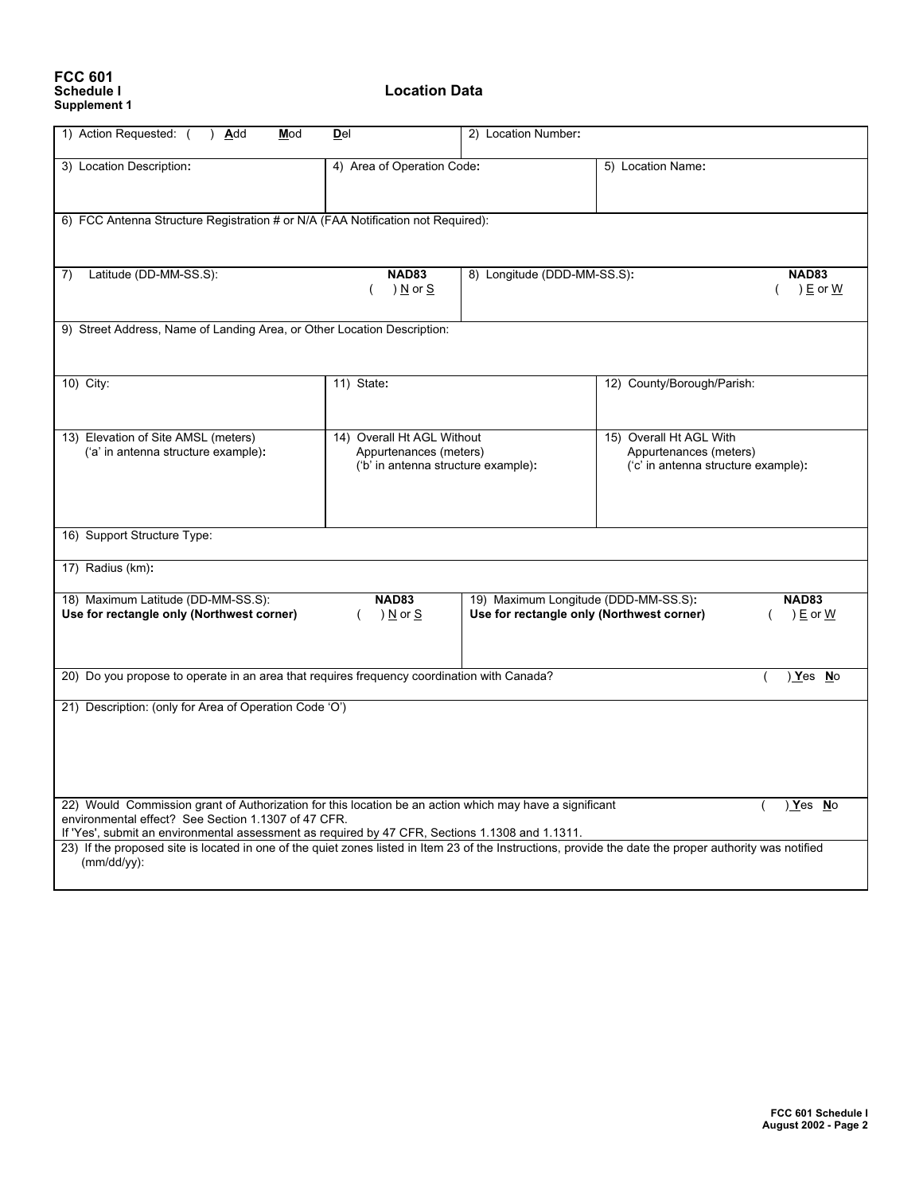**FCC 601**
**Schedule I**
**Supplement 1**

# Location Data

| | | | |
|---|---|---|---|
| 1) Action Requested: ( ) **A**dd **M**od **D**el | | 2) Location Number**:** | |
| 3) Location Description**:** | 4) Area of Operation Code**:** | | 5) Location Name**:** |
| 6) FCC Antenna Structure Registration # or N/A (FAA Notification not Required): | | | |
| 7) Latitude (DD-MM-SS.S): **NAD83** ( ) N or S | | 8) Longitude (DDD-MM-SS.S)**:** **NAD83** ( ) E or W | |
| 9) Street Address, Name of Landing Area, or Other Location Description: | | | |
| 10) City: | 11) State**:** | | 12) County/Borough/Parish: |
| 13) Elevation of Site AMSL (meters) ('a' in antenna structure example)**:** | 14) Overall Ht AGL Without Appurtenances (meters) ('b' in antenna structure example)**:** | | 15) Overall Ht AGL With Appurtenances (meters) ('c' in antenna structure example)**:** |
| 16) Support Structure Type: | | | |
| 17) Radius (km)**:** | | | |
| 18) Maximum Latitude (DD-MM-SS.S): **Use for rectangle only (Northwest corner)** **NAD83** ( ) N or S | | 19) Maximum Longitude (DDD-MM-SS.S)**:** **Use for rectangle only (Northwest corner)** **NAD83** ( ) E or W | |
| 20) Do you propose to operate in an area that requires frequency coordination with Canada? ( ) **Y**es **N**o | | | |
| 21) Description: (only for Area of Operation Code 'O') | | | |
| 22) Would Commission grant of Authorization for this location be an action which may have a significant environmental effect? See Section 1.1307 of 47 CFR. If 'Yes', submit an environmental assessment as required by 47 CFR, Sections 1.1308 and 1.1311. ( ) **Y**es **N**o | | | |
| 23) If the proposed site is located in one of the quiet zones listed in Item 23 of the Instructions, provide the date the proper authority was notified (mm/dd/yy): | | | |

**FCC 601 Schedule I**
**August 2002 - Page 2**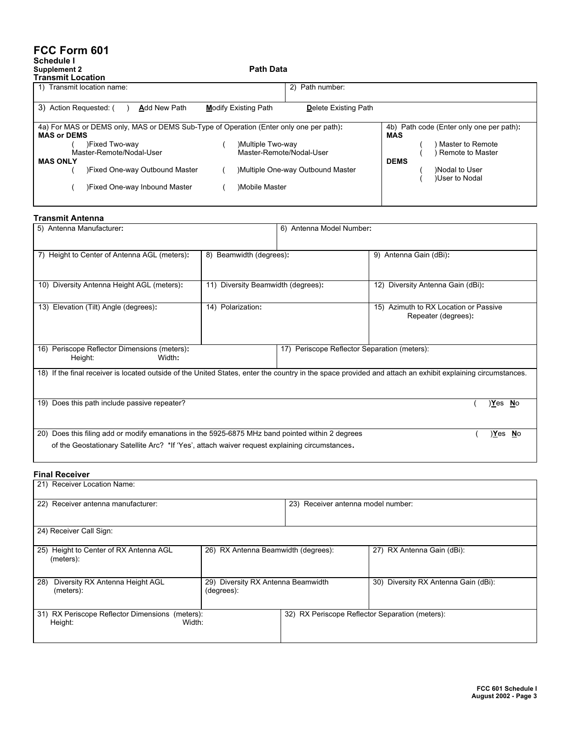# FCC Form 601

**Schedule I**
**Supplement 2** **Path Data**

### Transmit Location

| 1) Transmit location name: | 2) Path number: |
|---|---|
| 3) Action Requested: ( ) **A**dd New Path **M**odify Existing Path **D**elete Existing Path | |

| 4a) For MAS or DEMS only, MAS or DEMS Sub-Type of Operation (Enter only one per path): | 4b) Path code (Enter only one per path): |
|---|---|
| **MAS or DEMS**<br>( )Fixed Two-way Master-Remote/Nodal-User ( )Multiple Two-way Master-Remote/Nodal-User<br>**MAS ONLY**<br>( )Fixed One-way Outbound Master ( )Multiple One-way Outbound Master<br>( )Fixed One-way Inbound Master ( )Mobile Master | **MAS**<br>( ) Master to Remote<br>( ) Remote to Master<br>**DEMS**<br>( )Nodal to User<br>( )User to Nodal |

### Transmit Antenna

| 5) Antenna Manufacturer: | | 6) Antenna Model Number: |
|---|---|---|
| 7) Height to Center of Antenna AGL (meters): | 8) Beamwidth (degrees): | 9) Antenna Gain (dBi): |
| 10) Diversity Antenna Height AGL (meters): | 11) Diversity Beamwidth (degrees): | 12) Diversity Antenna Gain (dBi): |
| 13) Elevation (Tilt) Angle (degrees): | 14) Polarization: | 15) Azimuth to RX Location or Passive Repeater (degrees): |
| 16) Periscope Reflector Dimensions (meters):<br>Height: Width: | | 17) Periscope Reflector Separation (meters): |

18) If the final receiver is located outside of the United States, enter the country in the space provided and attach an exhibit explaining circumstances.

19) Does this path include passive repeater? ( )**Y**es **N**o

20) Does this filing add or modify emanations in the 5925-6875 MHz band pointed within 2 degrees of the Geostationary Satellite Arc? *If 'Yes', attach waiver request explaining circumstances. ( )**Y**es **N**o

### Final Receiver

| 21) Receiver Location Name: | | |
|---|---|---|
| 22) Receiver antenna manufacturer: | | 23) Receiver antenna model number: |
| 24) Receiver Call Sign: | | |
| 25) Height to Center of RX Antenna AGL (meters): | 26) RX Antenna Beamwidth (degrees): | 27) RX Antenna Gain (dBi): |
| 28) Diversity RX Antenna Height AGL (meters): | 29) Diversity RX Antenna Beamwidth (degrees): | 30) Diversity RX Antenna Gain (dBi): |
| 31) RX Periscope Reflector Dimensions (meters):<br>Height: Width: | | 32) RX Periscope Reflector Separation (meters): |

FCC 601 Schedule I
August 2002 - Page 3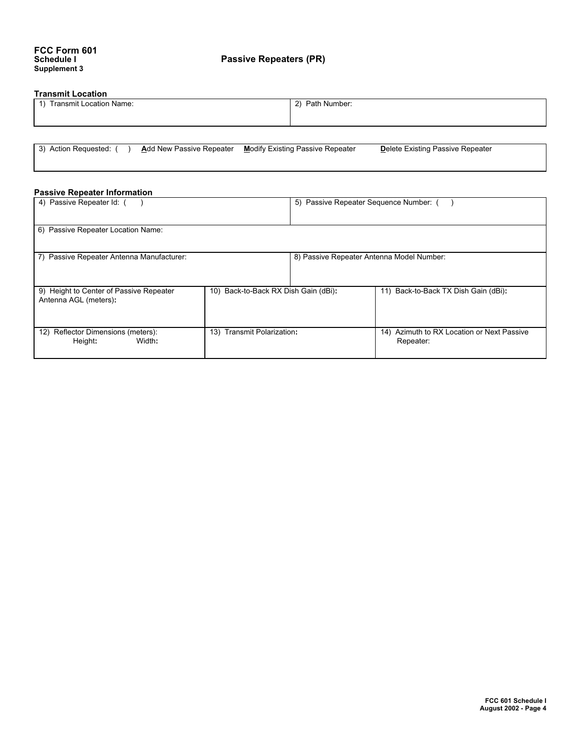# FCC Form 601
**Schedule I**
**Supplement 3**

## Passive Repeaters (PR)

### Transmit Location

| 1) Transmit Location Name: | 2) Path Number: |
|---|---|

| 3) Action Requested: ( ) **A**dd New Passive Repeater **M**odify Existing Passive Repeater **D**elete Existing Passive Repeater |
|---|

### Passive Repeater Information

| 4) Passive Repeater Id: ( ) | | 5) Passive Repeater Sequence Number: ( ) |
|---|---|---|
| 6) Passive Repeater Location Name: | | |
| 7) Passive Repeater Antenna Manufacturer: | | 8) Passive Repeater Antenna Model Number: |
| 9) Height to Center of Passive Repeater Antenna AGL (meters)**:** | 10) Back-to-Back RX Dish Gain (dBi)**:** | 11) Back-to-Back TX Dish Gain (dBi)**:** |
| 12) Reflector Dimensions (meters): Height**:** Width**:** | 13) Transmit Polarization**:** | 14) Azimuth to RX Location or Next Passive Repeater: |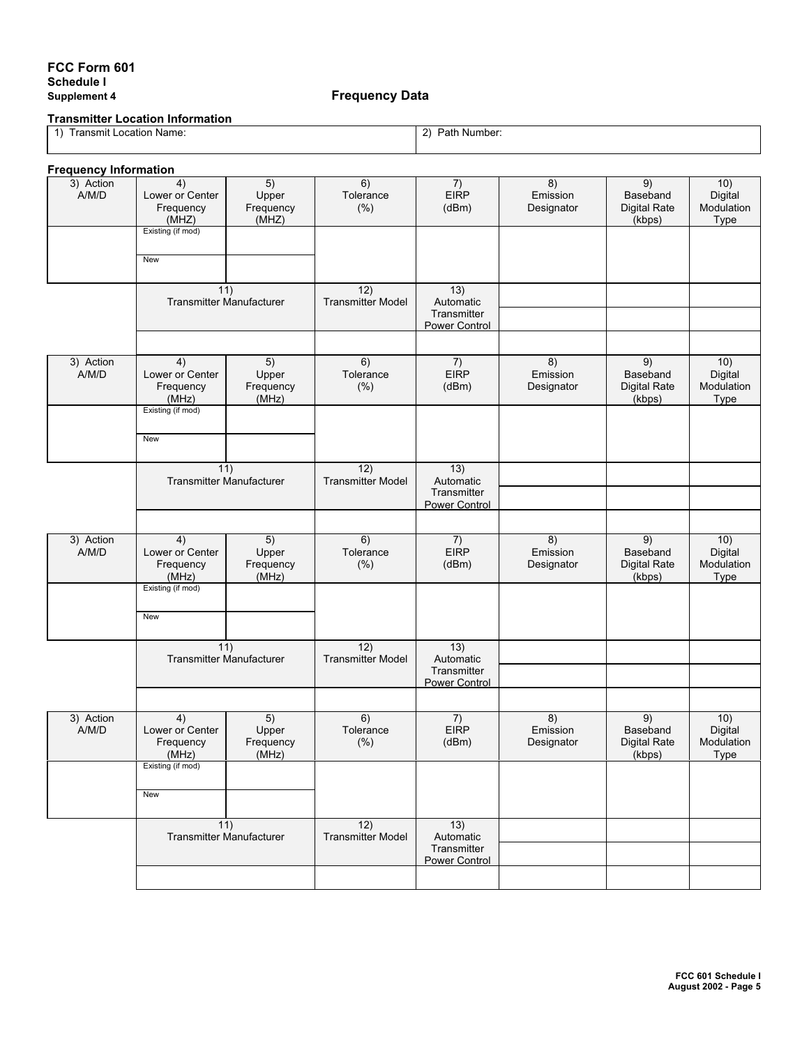# FCC Form 601

## Schedule I

**Supplement 4**

## Frequency Data

### Transmitter Location Information

| 1) Transmit Location Name: | 2) Path Number: |
|---|---|
| | |

### Frequency Information

| 3) Action A/M/D | 4) Lower or Center Frequency (MHZ) | 5) Upper Frequency (MHZ) | 6) Tolerance (%) | 7) EIRP (dBm) | 8) Emission Designator | 9) Baseband Digital Rate (kbps) | 10) Digital Modulation Type |
|---|---|---|---|---|---|---|---|
| | Existing (if mod) | | | | | | |
| | New | | | | | | |
| | 11) Transmitter Manufacturer | | 12) Transmitter Model | 13) Automatic Transmitter Power Control | | | |
| | | | | | | | |

| 3) Action A/M/D | 4) Lower or Center Frequency (MHz) | 5) Upper Frequency (MHz) | 6) Tolerance (%) | 7) EIRP (dBm) | 8) Emission Designator | 9) Baseband Digital Rate (kbps) | 10) Digital Modulation Type |
|---|---|---|---|---|---|---|---|
| | Existing (if mod) | | | | | | |
| | New | | | | | | |
| | 11) Transmitter Manufacturer | | 12) Transmitter Model | 13) Automatic Transmitter Power Control | | | |
| | | | | | | | |

| 3) Action A/M/D | 4) Lower or Center Frequency (MHz) | 5) Upper Frequency (MHz) | 6) Tolerance (%) | 7) EIRP (dBm) | 8) Emission Designator | 9) Baseband Digital Rate (kbps) | 10) Digital Modulation Type |
|---|---|---|---|---|---|---|---|
| | Existing (if mod) | | | | | | |
| | New | | | | | | |
| | 11) Transmitter Manufacturer | | 12) Transmitter Model | 13) Automatic Transmitter Power Control | | | |
| | | | | | | | |

| 3) Action A/M/D | 4) Lower or Center Frequency (MHz) | 5) Upper Frequency (MHz) | 6) Tolerance (%) | 7) EIRP (dBm) | 8) Emission Designator | 9) Baseband Digital Rate (kbps) | 10) Digital Modulation Type |
|---|---|---|---|---|---|---|---|
| | Existing (if mod) | | | | | | |
| | New | | | | | | |
| | 11) Transmitter Manufacturer | | 12) Transmitter Model | 13) Automatic Transmitter Power Control | | | |
| | | | | | | | |

**FCC 601 Schedule I**
**August 2002 - Page 5**